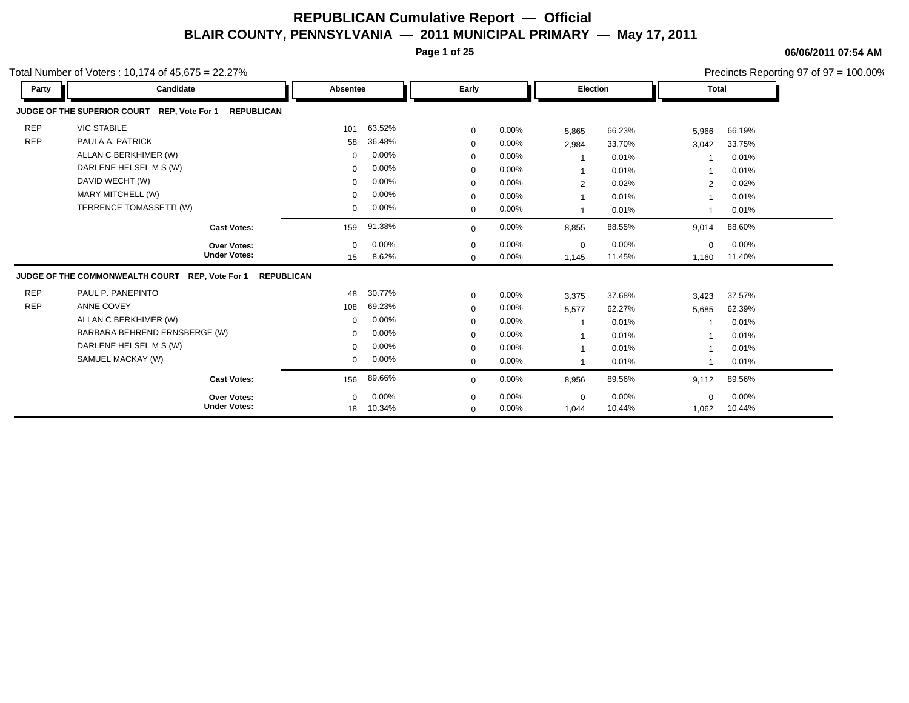# REPUBLICAN Cumulative Report — Official

## BLAIR COUNTY, PENNSYLVANIA — 2011 MUNICIPAL PRIMARY — May 17, 2011

**06/06/2011 07:54 AM**

Total Number of Voters : 10,174 of 45,675 = 22.27%

Precincts Reporting 97 of 97 = 100.00%

| Party | Candidate | Absentee | | Early | | Election | | Total | |
|---|---|---|---|---|---|---|---|---|---|
| **JUDGE OF THE SUPERIOR COURT REP, Vote For 1 REPUBLICAN** | | | | | | | | | |
| REP | VIC STABILE | 101 | 63.52% | 0 | 0.00% | 5,865 | 66.23% | 5,966 | 66.19% |
| REP | PAULA A. PATRICK | 58 | 36.48% | 0 | 0.00% | 2,984 | 33.70% | 3,042 | 33.75% |
| | ALLAN C BERKHIMER (W) | 0 | 0.00% | 0 | 0.00% | 1 | 0.01% | 1 | 0.01% |
| | DARLENE HELSEL M S (W) | 0 | 0.00% | 0 | 0.00% | 1 | 0.01% | 1 | 0.01% |
| | DAVID WECHT (W) | 0 | 0.00% | 0 | 0.00% | 2 | 0.02% | 2 | 0.02% |
| | MARY MITCHELL (W) | 0 | 0.00% | 0 | 0.00% | 1 | 0.01% | 1 | 0.01% |
| | TERRENCE TOMASSETTI (W) | 0 | 0.00% | 0 | 0.00% | 1 | 0.01% | 1 | 0.01% |
| | **Cast Votes:** | 159 | 91.38% | 0 | 0.00% | 8,855 | 88.55% | 9,014 | 88.60% |
| | **Over Votes:** | 0 | 0.00% | 0 | 0.00% | 0 | 0.00% | 0 | 0.00% |
| | **Under Votes:** | 15 | 8.62% | 0 | 0.00% | 1,145 | 11.45% | 1,160 | 11.40% |
| **JUDGE OF THE COMMONWEALTH COURT REP, Vote For 1 REPUBLICAN** | | | | | | | | | |
| REP | PAUL P. PANEPINTO | 48 | 30.77% | 0 | 0.00% | 3,375 | 37.68% | 3,423 | 37.57% |
| REP | ANNE COVEY | 108 | 69.23% | 0 | 0.00% | 5,577 | 62.27% | 5,685 | 62.39% |
| | ALLAN C BERKHIMER (W) | 0 | 0.00% | 0 | 0.00% | 1 | 0.01% | 1 | 0.01% |
| | BARBARA BEHREND ERNSBERGE (W) | 0 | 0.00% | 0 | 0.00% | 1 | 0.01% | 1 | 0.01% |
| | DARLENE HELSEL M S (W) | 0 | 0.00% | 0 | 0.00% | 1 | 0.01% | 1 | 0.01% |
| | SAMUEL MACKAY (W) | 0 | 0.00% | 0 | 0.00% | 1 | 0.01% | 1 | 0.01% |
| | **Cast Votes:** | 156 | 89.66% | 0 | 0.00% | 8,956 | 89.56% | 9,112 | 89.56% |
| | **Over Votes:** | 0 | 0.00% | 0 | 0.00% | 0 | 0.00% | 0 | 0.00% |
| | **Under Votes:** | 18 | 10.34% | 0 | 0.00% | 1,044 | 10.44% | 1,062 | 10.44% |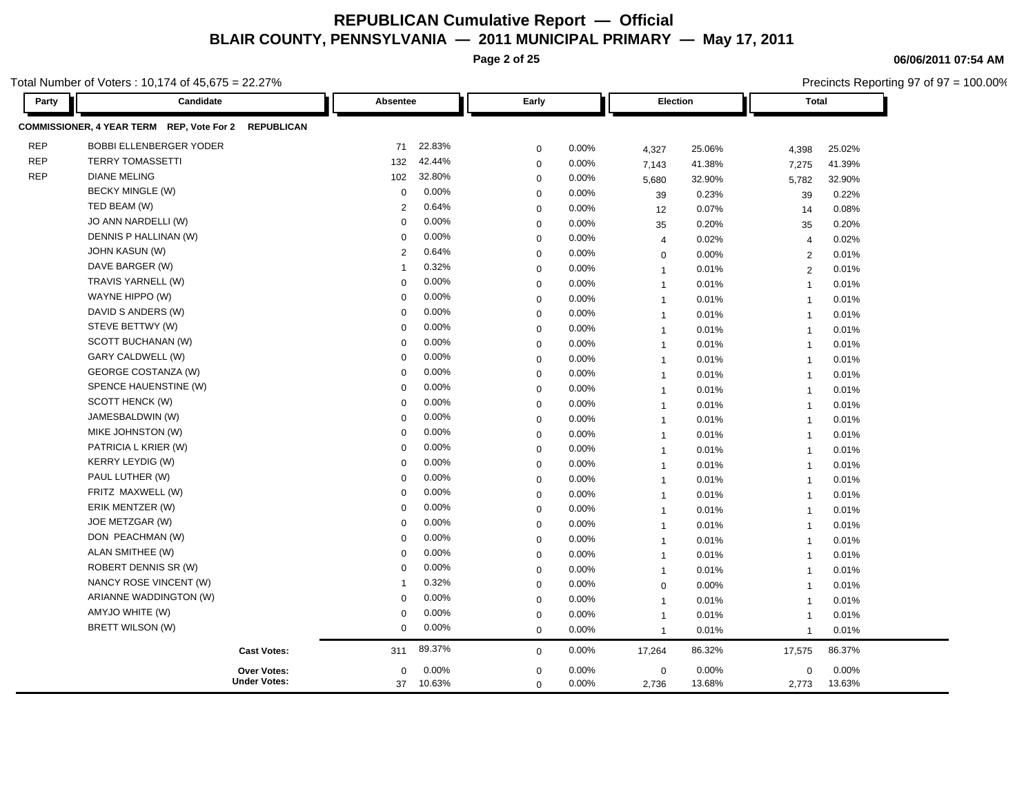# REPUBLICAN Cumulative Report — Official

## BLAIR COUNTY, PENNSYLVANIA — 2011 MUNICIPAL PRIMARY — May 17, 2011

06/06/2011 07:54 AM

Total Number of Voters : 10,174 of 45,675 = 22.27%

Precincts Reporting 97 of 97 = 100.00%

| Party | Candidate | Absentee | | Early | | Election | | Total | |
|---|---|---|---|---|---|---|---|---|---|
| **COMMISSIONER, 4 YEAR TERM REP, Vote For 2 REPUBLICAN** | | | | | | | | | |
| REP | BOBBI ELLENBERGER YODER | 71 | 22.83% | 0 | 0.00% | 4,327 | 25.06% | 4,398 | 25.02% |
| REP | TERRY TOMASSETTI | 132 | 42.44% | 0 | 0.00% | 7,143 | 41.38% | 7,275 | 41.39% |
| REP | DIANE MELING | 102 | 32.80% | 0 | 0.00% | 5,680 | 32.90% | 5,782 | 32.90% |
| | BECKY MINGLE (W) | 0 | 0.00% | 0 | 0.00% | 39 | 0.23% | 39 | 0.22% |
| | TED BEAM (W) | 2 | 0.64% | 0 | 0.00% | 12 | 0.07% | 14 | 0.08% |
| | JO ANN NARDELLI (W) | 0 | 0.00% | 0 | 0.00% | 35 | 0.20% | 35 | 0.20% |
| | DENNIS P HALLINAN (W) | 0 | 0.00% | 0 | 0.00% | 4 | 0.02% | 4 | 0.02% |
| | JOHN KASUN (W) | 2 | 0.64% | 0 | 0.00% | 0 | 0.00% | 2 | 0.01% |
| | DAVE BARGER (W) | 1 | 0.32% | 0 | 0.00% | 1 | 0.01% | 2 | 0.01% |
| | TRAVIS YARNELL (W) | 0 | 0.00% | 0 | 0.00% | 1 | 0.01% | 1 | 0.01% |
| | WAYNE HIPPO (W) | 0 | 0.00% | 0 | 0.00% | 1 | 0.01% | 1 | 0.01% |
| | DAVID S ANDERS (W) | 0 | 0.00% | 0 | 0.00% | 1 | 0.01% | 1 | 0.01% |
| | STEVE BETTWY (W) | 0 | 0.00% | 0 | 0.00% | 1 | 0.01% | 1 | 0.01% |
| | SCOTT BUCHANAN (W) | 0 | 0.00% | 0 | 0.00% | 1 | 0.01% | 1 | 0.01% |
| | GARY CALDWELL (W) | 0 | 0.00% | 0 | 0.00% | 1 | 0.01% | 1 | 0.01% |
| | GEORGE COSTANZA (W) | 0 | 0.00% | 0 | 0.00% | 1 | 0.01% | 1 | 0.01% |
| | SPENCE HAUENSTINE (W) | 0 | 0.00% | 0 | 0.00% | 1 | 0.01% | 1 | 0.01% |
| | SCOTT HENCK (W) | 0 | 0.00% | 0 | 0.00% | 1 | 0.01% | 1 | 0.01% |
| | JAMESBALDWIN (W) | 0 | 0.00% | 0 | 0.00% | 1 | 0.01% | 1 | 0.01% |
| | MIKE JOHNSTON (W) | 0 | 0.00% | 0 | 0.00% | 1 | 0.01% | 1 | 0.01% |
| | PATRICIA L KRIER (W) | 0 | 0.00% | 0 | 0.00% | 1 | 0.01% | 1 | 0.01% |
| | KERRY LEYDIG (W) | 0 | 0.00% | 0 | 0.00% | 1 | 0.01% | 1 | 0.01% |
| | PAUL LUTHER (W) | 0 | 0.00% | 0 | 0.00% | 1 | 0.01% | 1 | 0.01% |
| | FRITZ MAXWELL (W) | 0 | 0.00% | 0 | 0.00% | 1 | 0.01% | 1 | 0.01% |
| | ERIK MENTZER (W) | 0 | 0.00% | 0 | 0.00% | 1 | 0.01% | 1 | 0.01% |
| | JOE METZGAR (W) | 0 | 0.00% | 0 | 0.00% | 1 | 0.01% | 1 | 0.01% |
| | DON PEACHMAN (W) | 0 | 0.00% | 0 | 0.00% | 1 | 0.01% | 1 | 0.01% |
| | ALAN SMITHEE (W) | 0 | 0.00% | 0 | 0.00% | 1 | 0.01% | 1 | 0.01% |
| | ROBERT DENNIS SR (W) | 0 | 0.00% | 0 | 0.00% | 1 | 0.01% | 1 | 0.01% |
| | NANCY ROSE VINCENT (W) | 1 | 0.32% | 0 | 0.00% | 0 | 0.00% | 1 | 0.01% |
| | ARIANNE WADDINGTON (W) | 0 | 0.00% | 0 | 0.00% | 1 | 0.01% | 1 | 0.01% |
| | AMYJO WHITE (W) | 0 | 0.00% | 0 | 0.00% | 1 | 0.01% | 1 | 0.01% |
| | BRETT WILSON (W) | 0 | 0.00% | 0 | 0.00% | 1 | 0.01% | 1 | 0.01% |
| | **Cast Votes:** | 311 | 89.37% | 0 | 0.00% | 17,264 | 86.32% | 17,575 | 86.37% |
| | **Over Votes:** | 0 | 0.00% | 0 | 0.00% | 0 | 0.00% | 0 | 0.00% |
| | **Under Votes:** | 37 | 10.63% | 0 | 0.00% | 2,736 | 13.68% | 2,773 | 13.63% |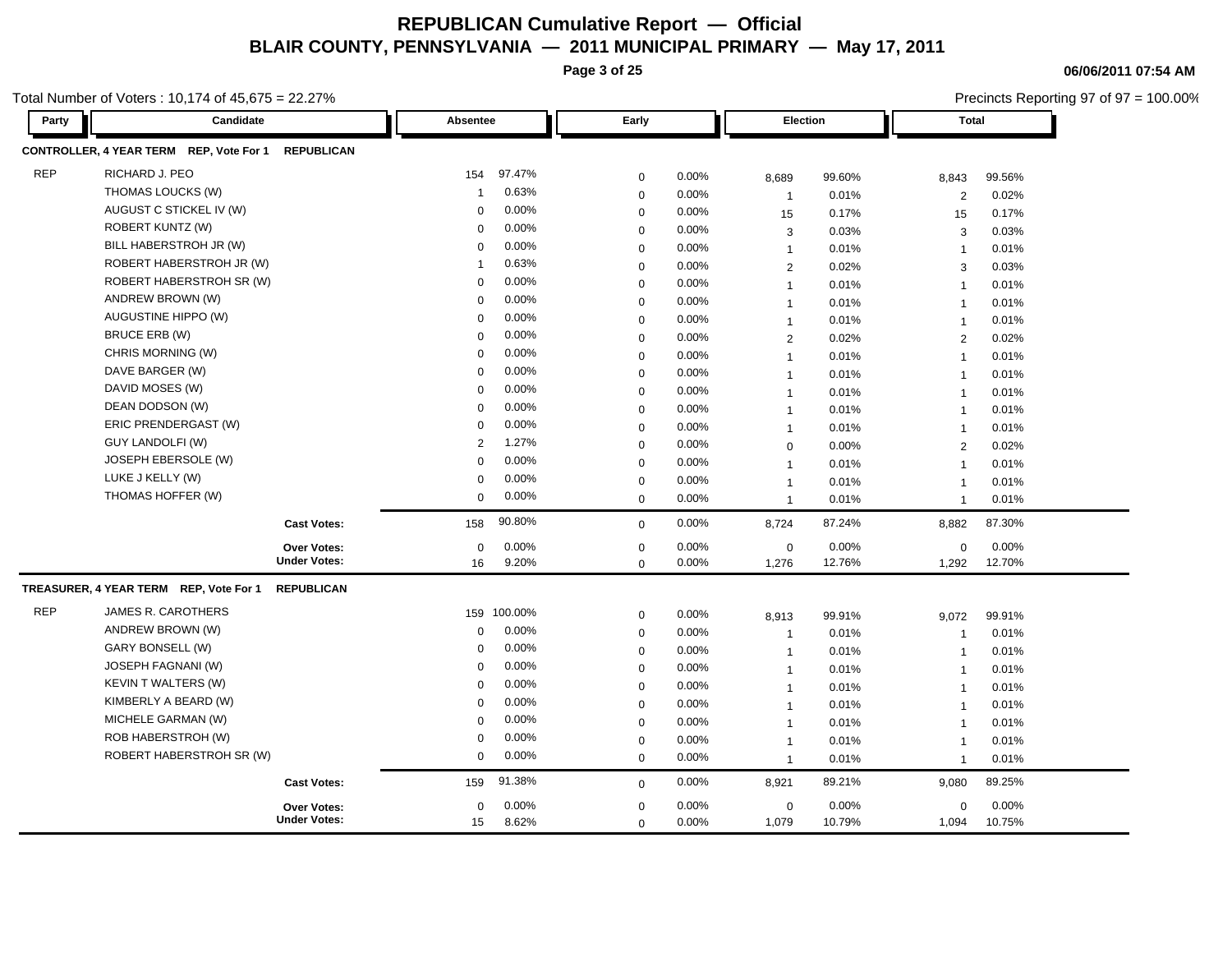# REPUBLICAN Cumulative Report — Official

## BLAIR COUNTY, PENNSYLVANIA — 2011 MUNICIPAL PRIMARY — May 17, 2011

06/06/2011 07:54 AM

Total Number of Voters : 10,174 of 45,675 = 22.27%

Precincts Reporting 97 of 97 = 100.00%

### CONTROLLER, 4 YEAR TERM REP, Vote For 1 REPUBLICAN

| Party | Candidate | Absentee | | Early | | Election | | Total | |
|---|---|---|---|---|---|---|---|---|---|
| REP | RICHARD J. PEO | 154 | 97.47% | 0 | 0.00% | 8,689 | 99.60% | 8,843 | 99.56% |
| | THOMAS LOUCKS (W) | 1 | 0.63% | 0 | 0.00% | 1 | 0.01% | 2 | 0.02% |
| | AUGUST C STICKEL IV (W) | 0 | 0.00% | 0 | 0.00% | 15 | 0.17% | 15 | 0.17% |
| | ROBERT KUNTZ (W) | 0 | 0.00% | 0 | 0.00% | 3 | 0.03% | 3 | 0.03% |
| | BILL HABERSTROH JR (W) | 0 | 0.00% | 0 | 0.00% | 1 | 0.01% | 1 | 0.01% |
| | ROBERT HABERSTROH JR (W) | 1 | 0.63% | 0 | 0.00% | 2 | 0.02% | 3 | 0.03% |
| | ROBERT HABERSTROH SR (W) | 0 | 0.00% | 0 | 0.00% | 1 | 0.01% | 1 | 0.01% |
| | ANDREW BROWN (W) | 0 | 0.00% | 0 | 0.00% | 1 | 0.01% | 1 | 0.01% |
| | AUGUSTINE HIPPO (W) | 0 | 0.00% | 0 | 0.00% | 1 | 0.01% | 1 | 0.01% |
| | BRUCE ERB (W) | 0 | 0.00% | 0 | 0.00% | 2 | 0.02% | 2 | 0.02% |
| | CHRIS MORNING (W) | 0 | 0.00% | 0 | 0.00% | 1 | 0.01% | 1 | 0.01% |
| | DAVE BARGER (W) | 0 | 0.00% | 0 | 0.00% | 1 | 0.01% | 1 | 0.01% |
| | DAVID MOSES (W) | 0 | 0.00% | 0 | 0.00% | 1 | 0.01% | 1 | 0.01% |
| | DEAN DODSON (W) | 0 | 0.00% | 0 | 0.00% | 1 | 0.01% | 1 | 0.01% |
| | ERIC PRENDERGAST (W) | 0 | 0.00% | 0 | 0.00% | 1 | 0.01% | 1 | 0.01% |
| | GUY LANDOLFI (W) | 2 | 1.27% | 0 | 0.00% | 0 | 0.00% | 2 | 0.02% |
| | JOSEPH EBERSOLE (W) | 0 | 0.00% | 0 | 0.00% | 1 | 0.01% | 1 | 0.01% |
| | LUKE J KELLY (W) | 0 | 0.00% | 0 | 0.00% | 1 | 0.01% | 1 | 0.01% |
| | THOMAS HOFFER (W) | 0 | 0.00% | 0 | 0.00% | 1 | 0.01% | 1 | 0.01% |
| | **Cast Votes:** | 158 | 90.80% | 0 | 0.00% | 8,724 | 87.24% | 8,882 | 87.30% |
| | **Over Votes:** | 0 | 0.00% | 0 | 0.00% | 0 | 0.00% | 0 | 0.00% |
| | **Under Votes:** | 16 | 9.20% | 0 | 0.00% | 1,276 | 12.76% | 1,292 | 12.70% |

### TREASURER, 4 YEAR TERM REP, Vote For 1 REPUBLICAN

| Party | Candidate | Absentee | | Early | | Election | | Total | |
|---|---|---|---|---|---|---|---|---|---|
| REP | JAMES R. CAROTHERS | 159 | 100.00% | 0 | 0.00% | 8,913 | 99.91% | 9,072 | 99.91% |
| | ANDREW BROWN (W) | 0 | 0.00% | 0 | 0.00% | 1 | 0.01% | 1 | 0.01% |
| | GARY BONSELL (W) | 0 | 0.00% | 0 | 0.00% | 1 | 0.01% | 1 | 0.01% |
| | JOSEPH FAGNANI (W) | 0 | 0.00% | 0 | 0.00% | 1 | 0.01% | 1 | 0.01% |
| | KEVIN T WALTERS (W) | 0 | 0.00% | 0 | 0.00% | 1 | 0.01% | 1 | 0.01% |
| | KIMBERLY A BEARD (W) | 0 | 0.00% | 0 | 0.00% | 1 | 0.01% | 1 | 0.01% |
| | MICHELE GARMAN (W) | 0 | 0.00% | 0 | 0.00% | 1 | 0.01% | 1 | 0.01% |
| | ROB HABERSTROH (W) | 0 | 0.00% | 0 | 0.00% | 1 | 0.01% | 1 | 0.01% |
| | ROBERT HABERSTROH SR (W) | 0 | 0.00% | 0 | 0.00% | 1 | 0.01% | 1 | 0.01% |
| | **Cast Votes:** | 159 | 91.38% | 0 | 0.00% | 8,921 | 89.21% | 9,080 | 89.25% |
| | **Over Votes:** | 0 | 0.00% | 0 | 0.00% | 0 | 0.00% | 0 | 0.00% |
| | **Under Votes:** | 15 | 8.62% | 0 | 0.00% | 1,079 | 10.79% | 1,094 | 10.75% |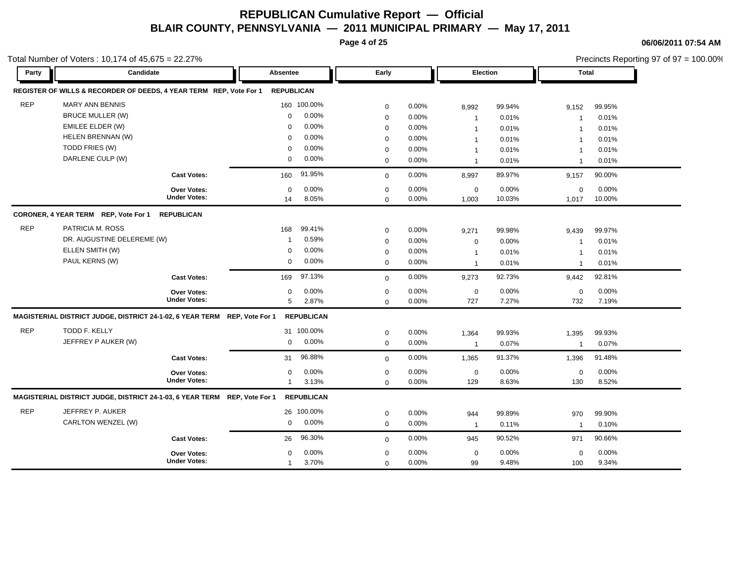# REPUBLICAN Cumulative Report — Official

## BLAIR COUNTY, PENNSYLVANIA — 2011 MUNICIPAL PRIMARY — May 17, 2011

06/06/2011 07:54 AM

Total Number of Voters : 10,174 of 45,675 = 22.27%

Precincts Reporting 97 of 97 = 100.00%

| Party | Candidate | Absentee | | Early | | Election | | Total | |
|---|---|---|---|---|---|---|---|---|---|
| **REGISTER OF WILLS & RECORDER OF DEEDS, 4 YEAR TERM REP, Vote For 1** | | **REPUBLICAN** | | | | | | | |
| REP | MARY ANN BENNIS | 160 | 100.00% | 0 | 0.00% | 8,992 | 99.94% | 9,152 | 99.95% |
| | BRUCE MULLER (W) | 0 | 0.00% | 0 | 0.00% | 1 | 0.01% | 1 | 0.01% |
| | EMILEE ELDER (W) | 0 | 0.00% | 0 | 0.00% | 1 | 0.01% | 1 | 0.01% |
| | HELEN BRENNAN (W) | 0 | 0.00% | 0 | 0.00% | 1 | 0.01% | 1 | 0.01% |
| | TODD FRIES (W) | 0 | 0.00% | 0 | 0.00% | 1 | 0.01% | 1 | 0.01% |
| | DARLENE CULP (W) | 0 | 0.00% | 0 | 0.00% | 1 | 0.01% | 1 | 0.01% |
| | **Cast Votes:** | 160 | 91.95% | 0 | 0.00% | 8,997 | 89.97% | 9,157 | 90.00% |
| | **Over Votes:** | 0 | 0.00% | 0 | 0.00% | 0 | 0.00% | 0 | 0.00% |
| | **Under Votes:** | 14 | 8.05% | 0 | 0.00% | 1,003 | 10.03% | 1,017 | 10.00% |
| **CORONER, 4 YEAR TERM REP, Vote For 1 REPUBLICAN** | | | | | | | | | |
| REP | PATRICIA M. ROSS | 168 | 99.41% | 0 | 0.00% | 9,271 | 99.98% | 9,439 | 99.97% |
| | DR. AUGUSTINE DELEREME (W) | 1 | 0.59% | 0 | 0.00% | 0 | 0.00% | 1 | 0.01% |
| | ELLEN SMITH (W) | 0 | 0.00% | 0 | 0.00% | 1 | 0.01% | 1 | 0.01% |
| | PAUL KERNS (W) | 0 | 0.00% | 0 | 0.00% | 1 | 0.01% | 1 | 0.01% |
| | **Cast Votes:** | 169 | 97.13% | 0 | 0.00% | 9,273 | 92.73% | 9,442 | 92.81% |
| | **Over Votes:** | 0 | 0.00% | 0 | 0.00% | 0 | 0.00% | 0 | 0.00% |
| | **Under Votes:** | 5 | 2.87% | 0 | 0.00% | 727 | 7.27% | 732 | 7.19% |
| **MAGISTERIAL DISTRICT JUDGE, DISTRICT 24-1-02, 6 YEAR TERM REP, Vote For 1** | | **REPUBLICAN** | | | | | | | |
| REP | TODD F. KELLY | 31 | 100.00% | 0 | 0.00% | 1,364 | 99.93% | 1,395 | 99.93% |
| | JEFFREY P AUKER (W) | 0 | 0.00% | 0 | 0.00% | 1 | 0.07% | 1 | 0.07% |
| | **Cast Votes:** | 31 | 96.88% | 0 | 0.00% | 1,365 | 91.37% | 1,396 | 91.48% |
| | **Over Votes:** | 0 | 0.00% | 0 | 0.00% | 0 | 0.00% | 0 | 0.00% |
| | **Under Votes:** | 1 | 3.13% | 0 | 0.00% | 129 | 8.63% | 130 | 8.52% |
| **MAGISTERIAL DISTRICT JUDGE, DISTRICT 24-1-03, 6 YEAR TERM REP, Vote For 1** | | **REPUBLICAN** | | | | | | | |
| REP | JEFFREY P. AUKER | 26 | 100.00% | 0 | 0.00% | 944 | 99.89% | 970 | 99.90% |
| | CARLTON WENZEL (W) | 0 | 0.00% | 0 | 0.00% | 1 | 0.11% | 1 | 0.10% |
| | **Cast Votes:** | 26 | 96.30% | 0 | 0.00% | 945 | 90.52% | 971 | 90.66% |
| | **Over Votes:** | 0 | 0.00% | 0 | 0.00% | 0 | 0.00% | 0 | 0.00% |
| | **Under Votes:** | 1 | 3.70% | 0 | 0.00% | 99 | 9.48% | 100 | 9.34% |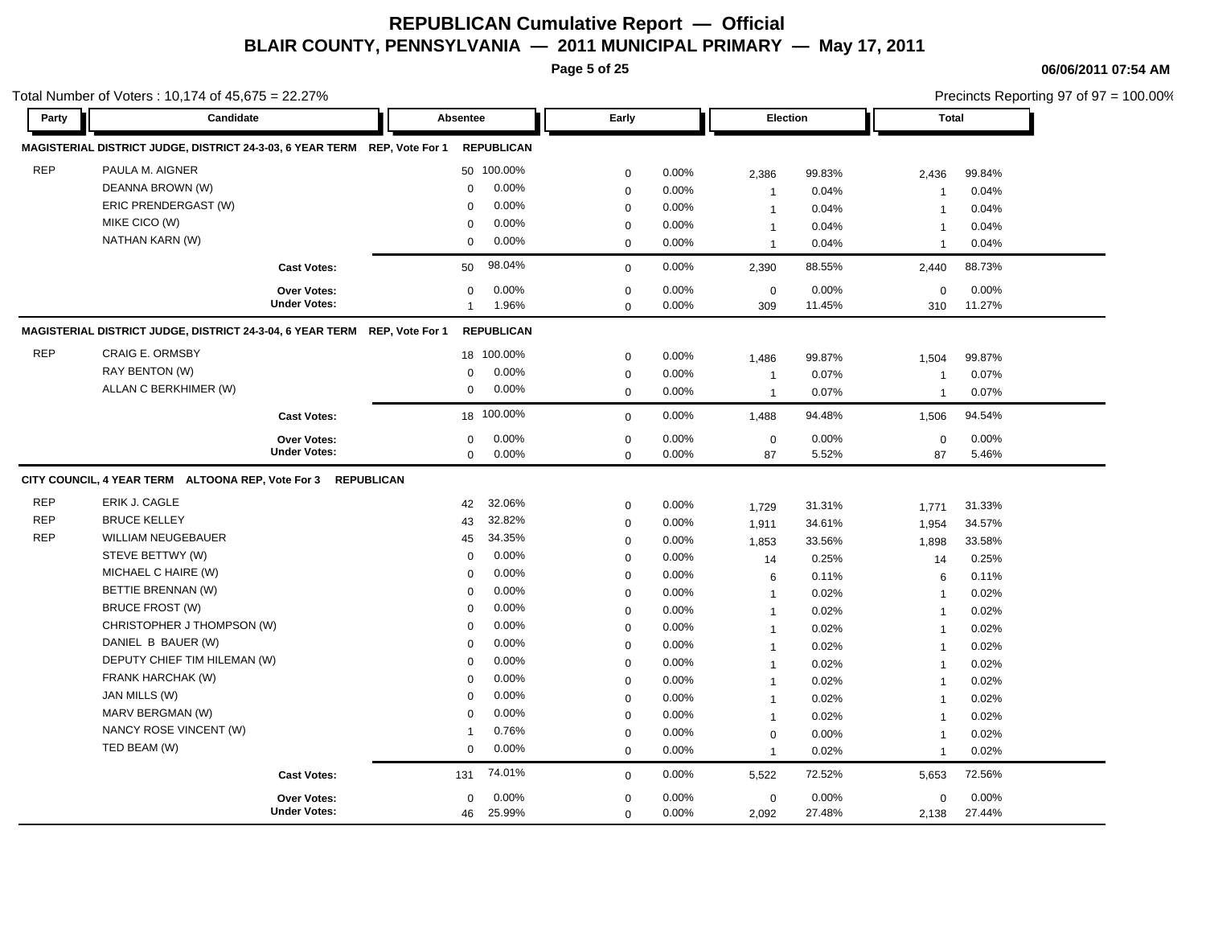# REPUBLICAN Cumulative Report — Official

## BLAIR COUNTY, PENNSYLVANIA — 2011 MUNICIPAL PRIMARY — May 17, 2011

06/06/2011 07:54 AM

Total Number of Voters : 10,174 of 45,675 = 22.27%

Precincts Reporting 97 of 97 = 100.00%

### MAGISTERIAL DISTRICT JUDGE, DISTRICT 24-3-03, 6 YEAR TERM REP, Vote For 1 REPUBLICAN

| Party | Candidate | Absentee | | Early | | Election | | Total | |
|---|---|---|---|---|---|---|---|---|---|
| REP | PAULA M. AIGNER | 50 | 100.00% | 0 | 0.00% | 2,386 | 99.83% | 2,436 | 99.84% |
| | DEANNA BROWN (W) | 0 | 0.00% | 0 | 0.00% | 1 | 0.04% | 1 | 0.04% |
| | ERIC PRENDERGAST (W) | 0 | 0.00% | 0 | 0.00% | 1 | 0.04% | 1 | 0.04% |
| | MIKE CICO (W) | 0 | 0.00% | 0 | 0.00% | 1 | 0.04% | 1 | 0.04% |
| | NATHAN KARN (W) | 0 | 0.00% | 0 | 0.00% | 1 | 0.04% | 1 | 0.04% |
| | **Cast Votes:** | 50 | 98.04% | 0 | 0.00% | 2,390 | 88.55% | 2,440 | 88.73% |
| | **Over Votes:** | 0 | 0.00% | 0 | 0.00% | 0 | 0.00% | 0 | 0.00% |
| | **Under Votes:** | 1 | 1.96% | 0 | 0.00% | 309 | 11.45% | 310 | 11.27% |

### MAGISTERIAL DISTRICT JUDGE, DISTRICT 24-3-04, 6 YEAR TERM REP, Vote For 1 REPUBLICAN

| Party | Candidate | Absentee | | Early | | Election | | Total | |
|---|---|---|---|---|---|---|---|---|---|
| REP | CRAIG E. ORMSBY | 18 | 100.00% | 0 | 0.00% | 1,486 | 99.87% | 1,504 | 99.87% |
| | RAY BENTON (W) | 0 | 0.00% | 0 | 0.00% | 1 | 0.07% | 1 | 0.07% |
| | ALLAN C BERKHIMER (W) | 0 | 0.00% | 0 | 0.00% | 1 | 0.07% | 1 | 0.07% |
| | **Cast Votes:** | 18 | 100.00% | 0 | 0.00% | 1,488 | 94.48% | 1,506 | 94.54% |
| | **Over Votes:** | 0 | 0.00% | 0 | 0.00% | 0 | 0.00% | 0 | 0.00% |
| | **Under Votes:** | 0 | 0.00% | 0 | 0.00% | 87 | 5.52% | 87 | 5.46% |

### CITY COUNCIL, 4 YEAR TERM ALTOONA REP, Vote For 3 REPUBLICAN

| Party | Candidate | Absentee | | Early | | Election | | Total | |
|---|---|---|---|---|---|---|---|---|---|
| REP | ERIK J. CAGLE | 42 | 32.06% | 0 | 0.00% | 1,729 | 31.31% | 1,771 | 31.33% |
| REP | BRUCE KELLEY | 43 | 32.82% | 0 | 0.00% | 1,911 | 34.61% | 1,954 | 34.57% |
| REP | WILLIAM NEUGEBAUER | 45 | 34.35% | 0 | 0.00% | 1,853 | 33.56% | 1,898 | 33.58% |
| | STEVE BETTWY (W) | 0 | 0.00% | 0 | 0.00% | 14 | 0.25% | 14 | 0.25% |
| | MICHAEL C HAIRE (W) | 0 | 0.00% | 0 | 0.00% | 6 | 0.11% | 6 | 0.11% |
| | BETTIE BRENNAN (W) | 0 | 0.00% | 0 | 0.00% | 1 | 0.02% | 1 | 0.02% |
| | BRUCE FROST (W) | 0 | 0.00% | 0 | 0.00% | 1 | 0.02% | 1 | 0.02% |
| | CHRISTOPHER J THOMPSON (W) | 0 | 0.00% | 0 | 0.00% | 1 | 0.02% | 1 | 0.02% |
| | DANIEL B BAUER (W) | 0 | 0.00% | 0 | 0.00% | 1 | 0.02% | 1 | 0.02% |
| | DEPUTY CHIEF TIM HILEMAN (W) | 0 | 0.00% | 0 | 0.00% | 1 | 0.02% | 1 | 0.02% |
| | FRANK HARCHAK (W) | 0 | 0.00% | 0 | 0.00% | 1 | 0.02% | 1 | 0.02% |
| | JAN MILLS (W) | 0 | 0.00% | 0 | 0.00% | 1 | 0.02% | 1 | 0.02% |
| | MARV BERGMAN (W) | 0 | 0.00% | 0 | 0.00% | 1 | 0.02% | 1 | 0.02% |
| | NANCY ROSE VINCENT (W) | 1 | 0.76% | 0 | 0.00% | 0 | 0.00% | 1 | 0.02% |
| | TED BEAM (W) | 0 | 0.00% | 0 | 0.00% | 1 | 0.02% | 1 | 0.02% |
| | **Cast Votes:** | 131 | 74.01% | 0 | 0.00% | 5,522 | 72.52% | 5,653 | 72.56% |
| | **Over Votes:** | 0 | 0.00% | 0 | 0.00% | 0 | 0.00% | 0 | 0.00% |
| | **Under Votes:** | 46 | 25.99% | 0 | 0.00% | 2,092 | 27.48% | 2,138 | 27.44% |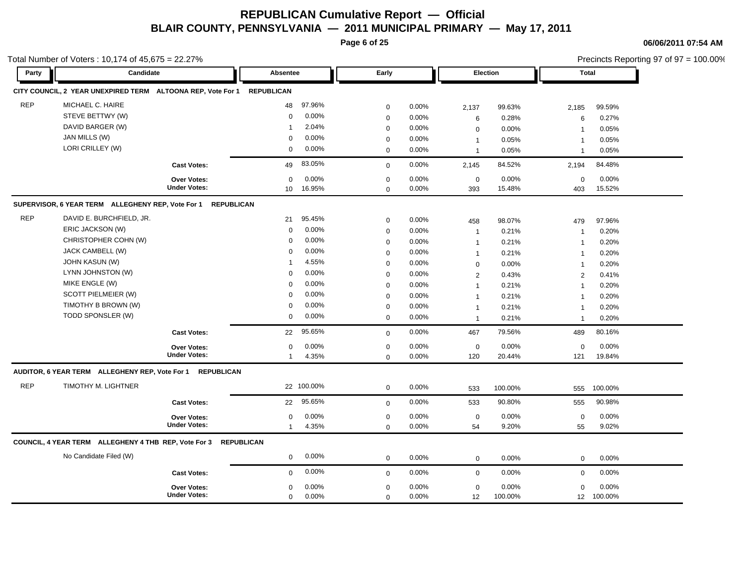# REPUBLICAN Cumulative Report — Official

## BLAIR COUNTY, PENNSYLVANIA — 2011 MUNICIPAL PRIMARY — May 17, 2011

06/06/2011 07:54 AM

Total Number of Voters : 10,174 of 45,675 = 22.27%

Precincts Reporting 97 of 97 = 100.00%

### CITY COUNCIL, 2 YEAR UNEXPIRED TERM ALTOONA REP, Vote For 1 REPUBLICAN

| Party | Candidate | Absentee | | Early | | Election | | Total | |
|---|---|---|---|---|---|---|---|---|---|
| REP | MICHAEL C. HAIRE | 48 | 97.96% | 0 | 0.00% | 2,137 | 99.63% | 2,185 | 99.59% |
| | STEVE BETTWY (W) | 0 | 0.00% | 0 | 0.00% | 6 | 0.28% | 6 | 0.27% |
| | DAVID BARGER (W) | 1 | 2.04% | 0 | 0.00% | 0 | 0.00% | 1 | 0.05% |
| | JAN MILLS (W) | 0 | 0.00% | 0 | 0.00% | 1 | 0.05% | 1 | 0.05% |
| | LORI CRILLEY (W) | 0 | 0.00% | 0 | 0.00% | 1 | 0.05% | 1 | 0.05% |
| | **Cast Votes:** | 49 | 83.05% | 0 | 0.00% | 2,145 | 84.52% | 2,194 | 84.48% |
| | **Over Votes:** | 0 | 0.00% | 0 | 0.00% | 0 | 0.00% | 0 | 0.00% |
| | **Under Votes:** | 10 | 16.95% | 0 | 0.00% | 393 | 15.48% | 403 | 15.52% |

### SUPERVISOR, 6 YEAR TERM ALLEGHENY REP, Vote For 1 REPUBLICAN

| Party | Candidate | Absentee | | Early | | Election | | Total | |
|---|---|---|---|---|---|---|---|---|---|
| REP | DAVID E. BURCHFIELD, JR. | 21 | 95.45% | 0 | 0.00% | 458 | 98.07% | 479 | 97.96% |
| | ERIC JACKSON (W) | 0 | 0.00% | 0 | 0.00% | 1 | 0.21% | 1 | 0.20% |
| | CHRISTOPHER COHN (W) | 0 | 0.00% | 0 | 0.00% | 1 | 0.21% | 1 | 0.20% |
| | JACK CAMBELL (W) | 0 | 0.00% | 0 | 0.00% | 1 | 0.21% | 1 | 0.20% |
| | JOHN KASUN (W) | 1 | 4.55% | 0 | 0.00% | 0 | 0.00% | 1 | 0.20% |
| | LYNN JOHNSTON (W) | 0 | 0.00% | 0 | 0.00% | 2 | 0.43% | 2 | 0.41% |
| | MIKE ENGLE (W) | 0 | 0.00% | 0 | 0.00% | 1 | 0.21% | 1 | 0.20% |
| | SCOTT PIELMEIER (W) | 0 | 0.00% | 0 | 0.00% | 1 | 0.21% | 1 | 0.20% |
| | TIMOTHY B BROWN (W) | 0 | 0.00% | 0 | 0.00% | 1 | 0.21% | 1 | 0.20% |
| | TODD SPONSLER (W) | 0 | 0.00% | 0 | 0.00% | 1 | 0.21% | 1 | 0.20% |
| | **Cast Votes:** | 22 | 95.65% | 0 | 0.00% | 467 | 79.56% | 489 | 80.16% |
| | **Over Votes:** | 0 | 0.00% | 0 | 0.00% | 0 | 0.00% | 0 | 0.00% |
| | **Under Votes:** | 1 | 4.35% | 0 | 0.00% | 120 | 20.44% | 121 | 19.84% |

### AUDITOR, 6 YEAR TERM ALLEGHENY REP, Vote For 1 REPUBLICAN

| Party | Candidate | Absentee | | Early | | Election | | Total | |
|---|---|---|---|---|---|---|---|---|---|
| REP | TIMOTHY M. LIGHTNER | 22 | 100.00% | 0 | 0.00% | 533 | 100.00% | 555 | 100.00% |
| | **Cast Votes:** | 22 | 95.65% | 0 | 0.00% | 533 | 90.80% | 555 | 90.98% |
| | **Over Votes:** | 0 | 0.00% | 0 | 0.00% | 0 | 0.00% | 0 | 0.00% |
| | **Under Votes:** | 1 | 4.35% | 0 | 0.00% | 54 | 9.20% | 55 | 9.02% |

### COUNCIL, 4 YEAR TERM ALLEGHENY 4 THB REP, Vote For 3 REPUBLICAN

| Party | Candidate | Absentee | | Early | | Election | | Total | |
|---|---|---|---|---|---|---|---|---|---|
| | No Candidate Filed (W) | 0 | 0.00% | 0 | 0.00% | 0 | 0.00% | 0 | 0.00% |
| | **Cast Votes:** | 0 | 0.00% | 0 | 0.00% | 0 | 0.00% | 0 | 0.00% |
| | **Over Votes:** | 0 | 0.00% | 0 | 0.00% | 0 | 0.00% | 0 | 0.00% |
| | **Under Votes:** | 0 | 0.00% | 0 | 0.00% | 12 | 100.00% | 12 | 100.00% |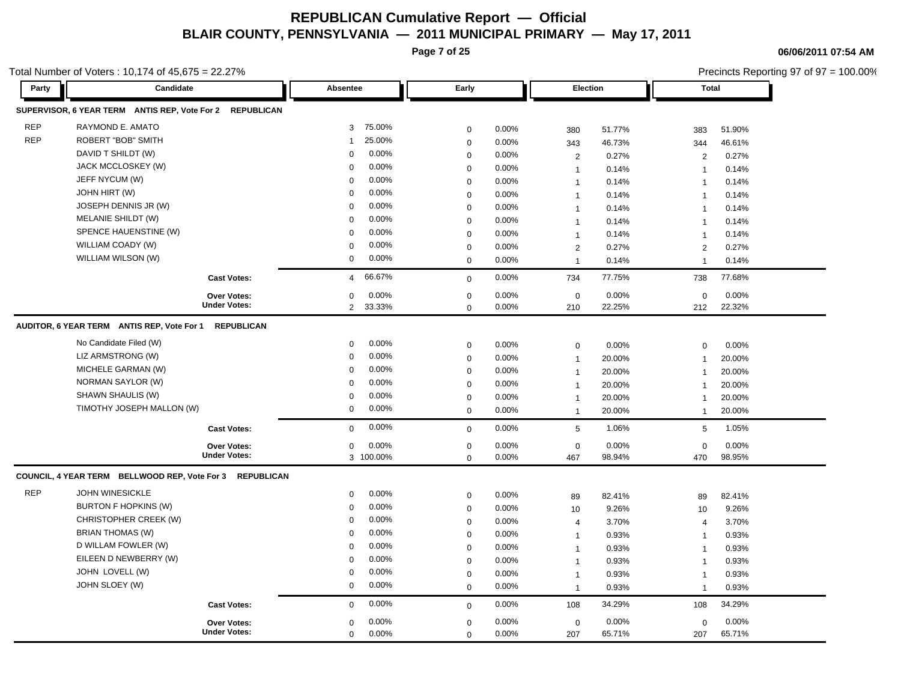# REPUBLICAN Cumulative Report — Official

## BLAIR COUNTY, PENNSYLVANIA — 2011 MUNICIPAL PRIMARY — May 17, 2011

06/06/2011 07:54 AM

Total Number of Voters : 10,174 of 45,675 = 22.27%

Precincts Reporting 97 of 97 = 100.00%

| Party | Candidate | Absentee | | Early | | Election | | Total | |
|---|---|---|---|---|---|---|---|---|---|
| **SUPERVISOR, 6 YEAR TERM ANTIS REP, Vote For 2 REPUBLICAN** | | | | | | | | | |
| REP | RAYMOND E. AMATO | 3 | 75.00% | 0 | 0.00% | 380 | 51.77% | 383 | 51.90% |
| REP | ROBERT "BOB" SMITH | 1 | 25.00% | 0 | 0.00% | 343 | 46.73% | 344 | 46.61% |
| | DAVID T SHILDT (W) | 0 | 0.00% | 0 | 0.00% | 2 | 0.27% | 2 | 0.27% |
| | JACK MCCLOSKEY (W) | 0 | 0.00% | 0 | 0.00% | 1 | 0.14% | 1 | 0.14% |
| | JEFF NYCUM (W) | 0 | 0.00% | 0 | 0.00% | 1 | 0.14% | 1 | 0.14% |
| | JOHN HIRT (W) | 0 | 0.00% | 0 | 0.00% | 1 | 0.14% | 1 | 0.14% |
| | JOSEPH DENNIS JR (W) | 0 | 0.00% | 0 | 0.00% | 1 | 0.14% | 1 | 0.14% |
| | MELANIE SHILDT (W) | 0 | 0.00% | 0 | 0.00% | 1 | 0.14% | 1 | 0.14% |
| | SPENCE HAUENSTINE (W) | 0 | 0.00% | 0 | 0.00% | 1 | 0.14% | 1 | 0.14% |
| | WILLIAM COADY (W) | 0 | 0.00% | 0 | 0.00% | 2 | 0.27% | 2 | 0.27% |
| | WILLIAM WILSON (W) | 0 | 0.00% | 0 | 0.00% | 1 | 0.14% | 1 | 0.14% |
| | **Cast Votes:** | 4 | 66.67% | 0 | 0.00% | 734 | 77.75% | 738 | 77.68% |
| | **Over Votes:** | 0 | 0.00% | 0 | 0.00% | 0 | 0.00% | 0 | 0.00% |
| | **Under Votes:** | 2 | 33.33% | 0 | 0.00% | 210 | 22.25% | 212 | 22.32% |
| **AUDITOR, 6 YEAR TERM ANTIS REP, Vote For 1 REPUBLICAN** | | | | | | | | | |
| | No Candidate Filed (W) | 0 | 0.00% | 0 | 0.00% | 0 | 0.00% | 0 | 0.00% |
| | LIZ ARMSTRONG (W) | 0 | 0.00% | 0 | 0.00% | 1 | 20.00% | 1 | 20.00% |
| | MICHELE GARMAN (W) | 0 | 0.00% | 0 | 0.00% | 1 | 20.00% | 1 | 20.00% |
| | NORMAN SAYLOR (W) | 0 | 0.00% | 0 | 0.00% | 1 | 20.00% | 1 | 20.00% |
| | SHAWN SHAULIS (W) | 0 | 0.00% | 0 | 0.00% | 1 | 20.00% | 1 | 20.00% |
| | TIMOTHY JOSEPH MALLON (W) | 0 | 0.00% | 0 | 0.00% | 1 | 20.00% | 1 | 20.00% |
| | **Cast Votes:** | 0 | 0.00% | 0 | 0.00% | 5 | 1.06% | 5 | 1.05% |
| | **Over Votes:** | 0 | 0.00% | 0 | 0.00% | 0 | 0.00% | 0 | 0.00% |
| | **Under Votes:** | 3 | 100.00% | 0 | 0.00% | 467 | 98.94% | 470 | 98.95% |
| **COUNCIL, 4 YEAR TERM BELLWOOD REP, Vote For 3 REPUBLICAN** | | | | | | | | | |
| REP | JOHN WINESICKLE | 0 | 0.00% | 0 | 0.00% | 89 | 82.41% | 89 | 82.41% |
| | BURTON F HOPKINS (W) | 0 | 0.00% | 0 | 0.00% | 10 | 9.26% | 10 | 9.26% |
| | CHRISTOPHER CREEK (W) | 0 | 0.00% | 0 | 0.00% | 4 | 3.70% | 4 | 3.70% |
| | BRIAN THOMAS (W) | 0 | 0.00% | 0 | 0.00% | 1 | 0.93% | 1 | 0.93% |
| | D WILLAM FOWLER (W) | 0 | 0.00% | 0 | 0.00% | 1 | 0.93% | 1 | 0.93% |
| | EILEEN D NEWBERRY (W) | 0 | 0.00% | 0 | 0.00% | 1 | 0.93% | 1 | 0.93% |
| | JOHN LOVELL (W) | 0 | 0.00% | 0 | 0.00% | 1 | 0.93% | 1 | 0.93% |
| | JOHN SLOEY (W) | 0 | 0.00% | 0 | 0.00% | 1 | 0.93% | 1 | 0.93% |
| | **Cast Votes:** | 0 | 0.00% | 0 | 0.00% | 108 | 34.29% | 108 | 34.29% |
| | **Over Votes:** | 0 | 0.00% | 0 | 0.00% | 0 | 0.00% | 0 | 0.00% |
| | **Under Votes:** | 0 | 0.00% | 0 | 0.00% | 207 | 65.71% | 207 | 65.71% |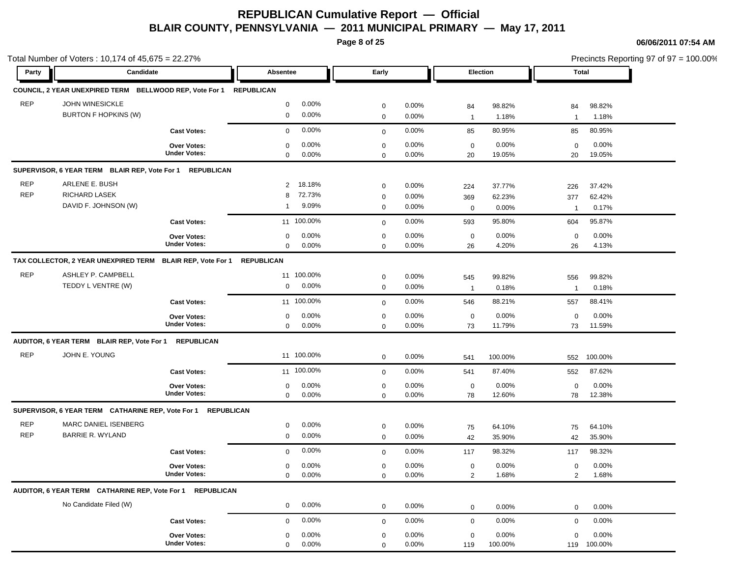# REPUBLICAN Cumulative Report — Official

## BLAIR COUNTY, PENNSYLVANIA — 2011 MUNICIPAL PRIMARY — May 17, 2011

06/06/2011 07:54 AM

Total Number of Voters : 10,174 of 45,675 = 22.27%

Precincts Reporting 97 of 97 = 100.00%

| Party | Candidate | Absentee | | Early | | Election | | Total | |
|---|---|---|---|---|---|---|---|---|---|
| **COUNCIL, 2 YEAR UNEXPIRED TERM BELLWOOD REP, Vote For 1 REPUBLICAN** | | | | | | | | | |
| REP | JOHN WINESICKLE | 0 | 0.00% | 0 | 0.00% | 84 | 98.82% | 84 | 98.82% |
| | BURTON F HOPKINS (W) | 0 | 0.00% | 0 | 0.00% | 1 | 1.18% | 1 | 1.18% |
| | **Cast Votes:** | 0 | 0.00% | 0 | 0.00% | 85 | 80.95% | 85 | 80.95% |
| | **Over Votes:** | 0 | 0.00% | 0 | 0.00% | 0 | 0.00% | 0 | 0.00% |
| | **Under Votes:** | 0 | 0.00% | 0 | 0.00% | 20 | 19.05% | 20 | 19.05% |
| **SUPERVISOR, 6 YEAR TERM BLAIR REP, Vote For 1 REPUBLICAN** | | | | | | | | | |
| REP | ARLENE E. BUSH | 2 | 18.18% | 0 | 0.00% | 224 | 37.77% | 226 | 37.42% |
| REP | RICHARD LASEK | 8 | 72.73% | 0 | 0.00% | 369 | 62.23% | 377 | 62.42% |
| | DAVID F. JOHNSON (W) | 1 | 9.09% | 0 | 0.00% | 0 | 0.00% | 1 | 0.17% |
| | **Cast Votes:** | 11 | 100.00% | 0 | 0.00% | 593 | 95.80% | 604 | 95.87% |
| | **Over Votes:** | 0 | 0.00% | 0 | 0.00% | 0 | 0.00% | 0 | 0.00% |
| | **Under Votes:** | 0 | 0.00% | 0 | 0.00% | 26 | 4.20% | 26 | 4.13% |
| **TAX COLLECTOR, 2 YEAR UNEXPIRED TERM BLAIR REP, Vote For 1 REPUBLICAN** | | | | | | | | | |
| REP | ASHLEY P. CAMPBELL | 11 | 100.00% | 0 | 0.00% | 545 | 99.82% | 556 | 99.82% |
| | TEDDY L VENTRE (W) | 0 | 0.00% | 0 | 0.00% | 1 | 0.18% | 1 | 0.18% |
| | **Cast Votes:** | 11 | 100.00% | 0 | 0.00% | 546 | 88.21% | 557 | 88.41% |
| | **Over Votes:** | 0 | 0.00% | 0 | 0.00% | 0 | 0.00% | 0 | 0.00% |
| | **Under Votes:** | 0 | 0.00% | 0 | 0.00% | 73 | 11.79% | 73 | 11.59% |
| **AUDITOR, 6 YEAR TERM BLAIR REP, Vote For 1 REPUBLICAN** | | | | | | | | | |
| REP | JOHN E. YOUNG | 11 | 100.00% | 0 | 0.00% | 541 | 100.00% | 552 | 100.00% |
| | **Cast Votes:** | 11 | 100.00% | 0 | 0.00% | 541 | 87.40% | 552 | 87.62% |
| | **Over Votes:** | 0 | 0.00% | 0 | 0.00% | 0 | 0.00% | 0 | 0.00% |
| | **Under Votes:** | 0 | 0.00% | 0 | 0.00% | 78 | 12.60% | 78 | 12.38% |
| **SUPERVISOR, 6 YEAR TERM CATHARINE REP, Vote For 1 REPUBLICAN** | | | | | | | | | |
| REP | MARC DANIEL ISENBERG | 0 | 0.00% | 0 | 0.00% | 75 | 64.10% | 75 | 64.10% |
| REP | BARRIE R. WYLAND | 0 | 0.00% | 0 | 0.00% | 42 | 35.90% | 42 | 35.90% |
| | **Cast Votes:** | 0 | 0.00% | 0 | 0.00% | 117 | 98.32% | 117 | 98.32% |
| | **Over Votes:** | 0 | 0.00% | 0 | 0.00% | 0 | 0.00% | 0 | 0.00% |
| | **Under Votes:** | 0 | 0.00% | 0 | 0.00% | 2 | 1.68% | 2 | 1.68% |
| **AUDITOR, 6 YEAR TERM CATHARINE REP, Vote For 1 REPUBLICAN** | | | | | | | | | |
| | No Candidate Filed (W) | 0 | 0.00% | 0 | 0.00% | 0 | 0.00% | 0 | 0.00% |
| | **Cast Votes:** | 0 | 0.00% | 0 | 0.00% | 0 | 0.00% | 0 | 0.00% |
| | **Over Votes:** | 0 | 0.00% | 0 | 0.00% | 0 | 0.00% | 0 | 0.00% |
| | **Under Votes:** | 0 | 0.00% | 0 | 0.00% | 119 | 100.00% | 119 | 100.00% |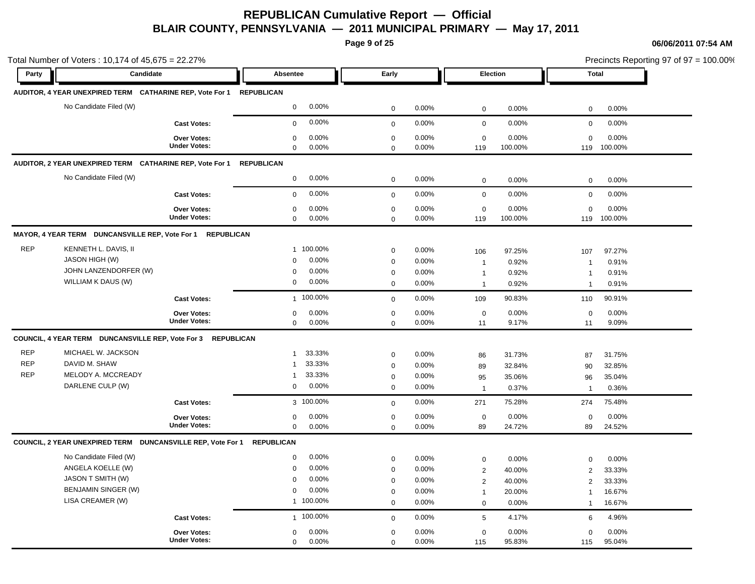# REPUBLICAN Cumulative Report — Official

## BLAIR COUNTY, PENNSYLVANIA — 2011 MUNICIPAL PRIMARY — May 17, 2011

06/06/2011 07:54 AM

Total Number of Voters : 10,174 of 45,675 = 22.27%

Precincts Reporting 97 of 97 = 100.00%

| Party | Candidate | Absentee | | Early | | Election | | Total | |
|---|---|---|---|---|---|---|---|---|---|
| **AUDITOR, 4 YEAR UNEXPIRED TERM CATHARINE REP, Vote For 1 REPUBLICAN** | | | | | | | | | |
| | No Candidate Filed (W) | 0 | 0.00% | 0 | 0.00% | 0 | 0.00% | 0 | 0.00% |
| | **Cast Votes:** | 0 | 0.00% | 0 | 0.00% | 0 | 0.00% | 0 | 0.00% |
| | **Over Votes:** | 0 | 0.00% | 0 | 0.00% | 0 | 0.00% | 0 | 0.00% |
| | **Under Votes:** | 0 | 0.00% | 0 | 0.00% | 119 | 100.00% | 119 | 100.00% |
| **AUDITOR, 2 YEAR UNEXPIRED TERM CATHARINE REP, Vote For 1 REPUBLICAN** | | | | | | | | | |
| | No Candidate Filed (W) | 0 | 0.00% | 0 | 0.00% | 0 | 0.00% | 0 | 0.00% |
| | **Cast Votes:** | 0 | 0.00% | 0 | 0.00% | 0 | 0.00% | 0 | 0.00% |
| | **Over Votes:** | 0 | 0.00% | 0 | 0.00% | 0 | 0.00% | 0 | 0.00% |
| | **Under Votes:** | 0 | 0.00% | 0 | 0.00% | 119 | 100.00% | 119 | 100.00% |
| **MAYOR, 4 YEAR TERM DUNCANSVILLE REP, Vote For 1 REPUBLICAN** | | | | | | | | | |
| REP | KENNETH L. DAVIS, II | 1 | 100.00% | 0 | 0.00% | 106 | 97.25% | 107 | 97.27% |
| | JASON HIGH (W) | 0 | 0.00% | 0 | 0.00% | 1 | 0.92% | 1 | 0.91% |
| | JOHN LANZENDORFER (W) | 0 | 0.00% | 0 | 0.00% | 1 | 0.92% | 1 | 0.91% |
| | WILLIAM K DAUS (W) | 0 | 0.00% | 0 | 0.00% | 1 | 0.92% | 1 | 0.91% |
| | **Cast Votes:** | 1 | 100.00% | 0 | 0.00% | 109 | 90.83% | 110 | 90.91% |
| | **Over Votes:** | 0 | 0.00% | 0 | 0.00% | 0 | 0.00% | 0 | 0.00% |
| | **Under Votes:** | 0 | 0.00% | 0 | 0.00% | 11 | 9.17% | 11 | 9.09% |
| **COUNCIL, 4 YEAR TERM DUNCANSVILLE REP, Vote For 3 REPUBLICAN** | | | | | | | | | |
| REP | MICHAEL W. JACKSON | 1 | 33.33% | 0 | 0.00% | 86 | 31.73% | 87 | 31.75% |
| REP | DAVID M. SHAW | 1 | 33.33% | 0 | 0.00% | 89 | 32.84% | 90 | 32.85% |
| REP | MELODY A. MCCREADY | 1 | 33.33% | 0 | 0.00% | 95 | 35.06% | 96 | 35.04% |
| | DARLENE CULP (W) | 0 | 0.00% | 0 | 0.00% | 1 | 0.37% | 1 | 0.36% |
| | **Cast Votes:** | 3 | 100.00% | 0 | 0.00% | 271 | 75.28% | 274 | 75.48% |
| | **Over Votes:** | 0 | 0.00% | 0 | 0.00% | 0 | 0.00% | 0 | 0.00% |
| | **Under Votes:** | 0 | 0.00% | 0 | 0.00% | 89 | 24.72% | 89 | 24.52% |
| **COUNCIL, 2 YEAR UNEXPIRED TERM DUNCANSVILLE REP, Vote For 1 REPUBLICAN** | | | | | | | | | |
| | No Candidate Filed (W) | 0 | 0.00% | 0 | 0.00% | 0 | 0.00% | 0 | 0.00% |
| | ANGELA KOELLE (W) | 0 | 0.00% | 0 | 0.00% | 2 | 40.00% | 2 | 33.33% |
| | JASON T SMITH (W) | 0 | 0.00% | 0 | 0.00% | 2 | 40.00% | 2 | 33.33% |
| | BENJAMIN SINGER (W) | 0 | 0.00% | 0 | 0.00% | 1 | 20.00% | 1 | 16.67% |
| | LISA CREAMER (W) | 1 | 100.00% | 0 | 0.00% | 0 | 0.00% | 1 | 16.67% |
| | **Cast Votes:** | 1 | 100.00% | 0 | 0.00% | 5 | 4.17% | 6 | 4.96% |
| | **Over Votes:** | 0 | 0.00% | 0 | 0.00% | 0 | 0.00% | 0 | 0.00% |
| | **Under Votes:** | 0 | 0.00% | 0 | 0.00% | 115 | 95.83% | 115 | 95.04% |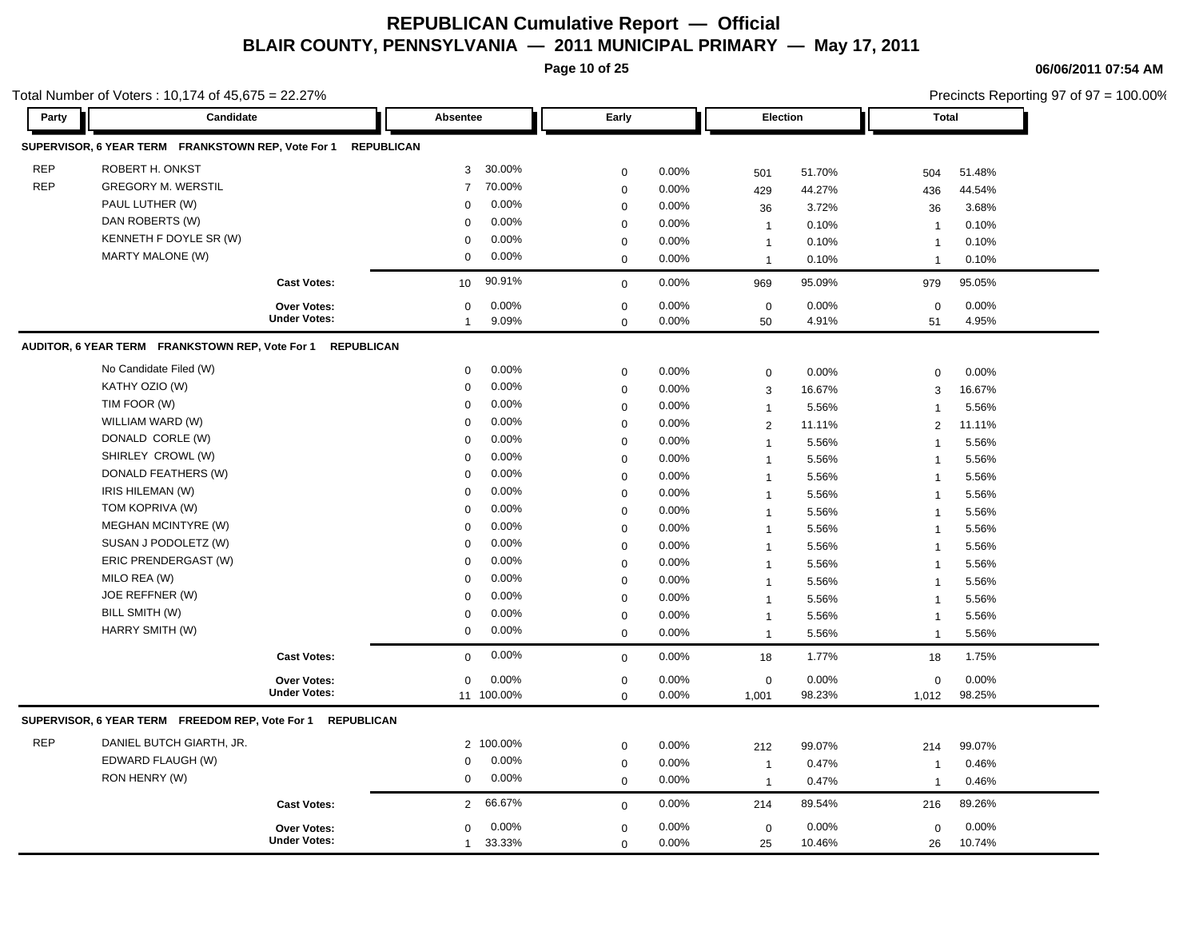# REPUBLICAN Cumulative Report — Official
## BLAIR COUNTY, PENNSYLVANIA — 2011 MUNICIPAL PRIMARY — May 17, 2011

06/06/2011 07:54 AM

Total Number of Voters : 10,174 of 45,675 = 22.27%

Precincts Reporting 97 of 97 = 100.00%

### SUPERVISOR, 6 YEAR TERM FRANKSTOWN REP, Vote For 1 REPUBLICAN

| Party | Candidate | Absentee | | Early | | Election | | Total | |
|---|---|---|---|---|---|---|---|---|---|
| REP | ROBERT H. ONKST | 3 | 30.00% | 0 | 0.00% | 501 | 51.70% | 504 | 51.48% |
| REP | GREGORY M. WERSTIL | 7 | 70.00% | 0 | 0.00% | 429 | 44.27% | 436 | 44.54% |
| | PAUL LUTHER (W) | 0 | 0.00% | 0 | 0.00% | 36 | 3.72% | 36 | 3.68% |
| | DAN ROBERTS (W) | 0 | 0.00% | 0 | 0.00% | 1 | 0.10% | 1 | 0.10% |
| | KENNETH F DOYLE SR (W) | 0 | 0.00% | 0 | 0.00% | 1 | 0.10% | 1 | 0.10% |
| | MARTY MALONE (W) | 0 | 0.00% | 0 | 0.00% | 1 | 0.10% | 1 | 0.10% |
| | **Cast Votes:** | 10 | 90.91% | 0 | 0.00% | 969 | 95.09% | 979 | 95.05% |
| | **Over Votes:** | 0 | 0.00% | 0 | 0.00% | 0 | 0.00% | 0 | 0.00% |
| | **Under Votes:** | 1 | 9.09% | 0 | 0.00% | 50 | 4.91% | 51 | 4.95% |

### AUDITOR, 6 YEAR TERM FRANKSTOWN REP, Vote For 1 REPUBLICAN

| Party | Candidate | Absentee | | Early | | Election | | Total | |
|---|---|---|---|---|---|---|---|---|---|
| | No Candidate Filed (W) | 0 | 0.00% | 0 | 0.00% | 0 | 0.00% | 0 | 0.00% |
| | KATHY OZIO (W) | 0 | 0.00% | 0 | 0.00% | 3 | 16.67% | 3 | 16.67% |
| | TIM FOOR (W) | 0 | 0.00% | 0 | 0.00% | 1 | 5.56% | 1 | 5.56% |
| | WILLIAM WARD (W) | 0 | 0.00% | 0 | 0.00% | 2 | 11.11% | 2 | 11.11% |
| | DONALD CORLE (W) | 0 | 0.00% | 0 | 0.00% | 1 | 5.56% | 1 | 5.56% |
| | SHIRLEY CROWL (W) | 0 | 0.00% | 0 | 0.00% | 1 | 5.56% | 1 | 5.56% |
| | DONALD FEATHERS (W) | 0 | 0.00% | 0 | 0.00% | 1 | 5.56% | 1 | 5.56% |
| | IRIS HILEMAN (W) | 0 | 0.00% | 0 | 0.00% | 1 | 5.56% | 1 | 5.56% |
| | TOM KOPRIVA (W) | 0 | 0.00% | 0 | 0.00% | 1 | 5.56% | 1 | 5.56% |
| | MEGHAN MCINTYRE (W) | 0 | 0.00% | 0 | 0.00% | 1 | 5.56% | 1 | 5.56% |
| | SUSAN J PODOLETZ (W) | 0 | 0.00% | 0 | 0.00% | 1 | 5.56% | 1 | 5.56% |
| | ERIC PRENDERGAST (W) | 0 | 0.00% | 0 | 0.00% | 1 | 5.56% | 1 | 5.56% |
| | MILO REA (W) | 0 | 0.00% | 0 | 0.00% | 1 | 5.56% | 1 | 5.56% |
| | JOE REFFNER (W) | 0 | 0.00% | 0 | 0.00% | 1 | 5.56% | 1 | 5.56% |
| | BILL SMITH (W) | 0 | 0.00% | 0 | 0.00% | 1 | 5.56% | 1 | 5.56% |
| | HARRY SMITH (W) | 0 | 0.00% | 0 | 0.00% | 1 | 5.56% | 1 | 5.56% |
| | **Cast Votes:** | 0 | 0.00% | 0 | 0.00% | 18 | 1.77% | 18 | 1.75% |
| | **Over Votes:** | 0 | 0.00% | 0 | 0.00% | 0 | 0.00% | 0 | 0.00% |
| | **Under Votes:** | 11 | 100.00% | 0 | 0.00% | 1,001 | 98.23% | 1,012 | 98.25% |

### SUPERVISOR, 6 YEAR TERM FREEDOM REP, Vote For 1 REPUBLICAN

| Party | Candidate | Absentee | | Early | | Election | | Total | |
|---|---|---|---|---|---|---|---|---|---|
| REP | DANIEL BUTCH GIARTH, JR. | 2 | 100.00% | 0 | 0.00% | 212 | 99.07% | 214 | 99.07% |
| | EDWARD FLAUGH (W) | 0 | 0.00% | 0 | 0.00% | 1 | 0.47% | 1 | 0.46% |
| | RON HENRY (W) | 0 | 0.00% | 0 | 0.00% | 1 | 0.47% | 1 | 0.46% |
| | **Cast Votes:** | 2 | 66.67% | 0 | 0.00% | 214 | 89.54% | 216 | 89.26% |
| | **Over Votes:** | 0 | 0.00% | 0 | 0.00% | 0 | 0.00% | 0 | 0.00% |
| | **Under Votes:** | 1 | 33.33% | 0 | 0.00% | 25 | 10.46% | 26 | 10.74% |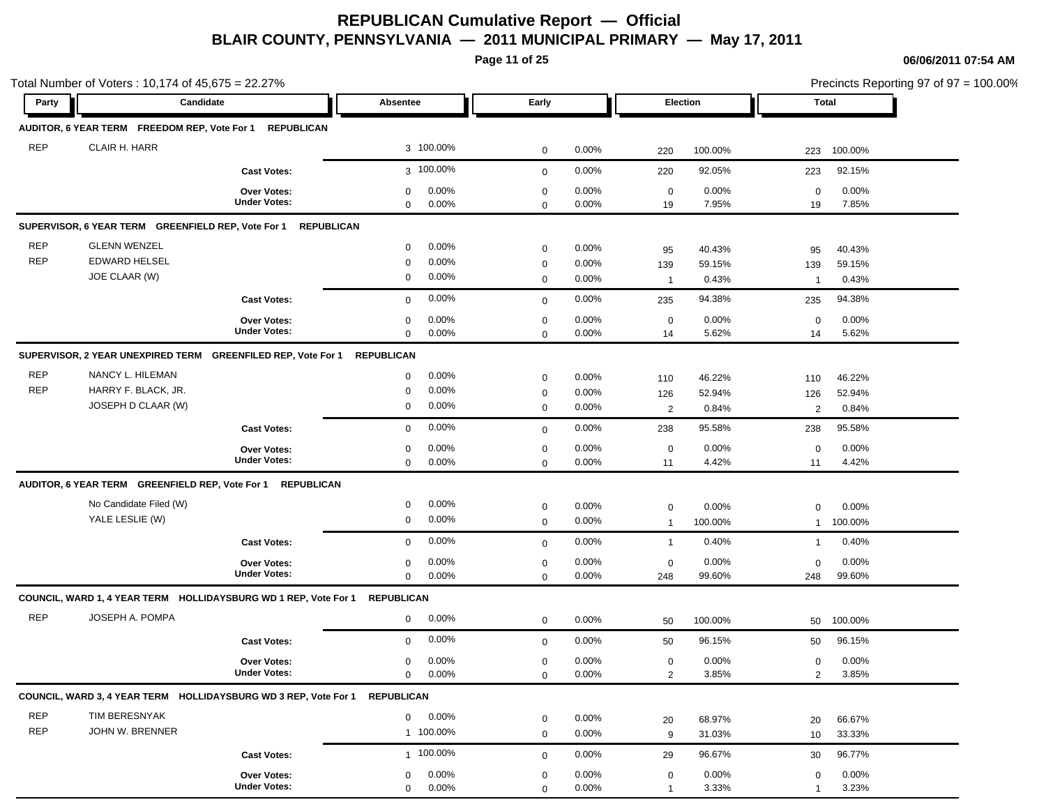# REPUBLICAN Cumulative Report — Official

## BLAIR COUNTY, PENNSYLVANIA — 2011 MUNICIPAL PRIMARY — May 17, 2011

06/06/2011 07:54 AM

Total Number of Voters : 10,174 of 45,675 = 22.27%

Precincts Reporting 97 of 97 = 100.00%

| Party | Candidate | Absentee | | Early | | Election | | Total | |
|---|---|---|---|---|---|---|---|---|---|
| **AUDITOR, 6 YEAR TERM FREEDOM REP, Vote For 1 REPUBLICAN** | | | | | | | | | |
| REP | CLAIR H. HARR | 3 | 100.00% | 0 | 0.00% | 220 | 100.00% | 223 | 100.00% |
| | **Cast Votes:** | 3 | 100.00% | 0 | 0.00% | 220 | 92.05% | 223 | 92.15% |
| | **Over Votes:** | 0 | 0.00% | 0 | 0.00% | 0 | 0.00% | 0 | 0.00% |
| | **Under Votes:** | 0 | 0.00% | 0 | 0.00% | 19 | 7.95% | 19 | 7.85% |
| **SUPERVISOR, 6 YEAR TERM GREENFIELD REP, Vote For 1 REPUBLICAN** | | | | | | | | | |
| REP | GLENN WENZEL | 0 | 0.00% | 0 | 0.00% | 95 | 40.43% | 95 | 40.43% |
| REP | EDWARD HELSEL | 0 | 0.00% | 0 | 0.00% | 139 | 59.15% | 139 | 59.15% |
| | JOE CLAAR (W) | 0 | 0.00% | 0 | 0.00% | 1 | 0.43% | 1 | 0.43% |
| | **Cast Votes:** | 0 | 0.00% | 0 | 0.00% | 235 | 94.38% | 235 | 94.38% |
| | **Over Votes:** | 0 | 0.00% | 0 | 0.00% | 0 | 0.00% | 0 | 0.00% |
| | **Under Votes:** | 0 | 0.00% | 0 | 0.00% | 14 | 5.62% | 14 | 5.62% |
| **SUPERVISOR, 2 YEAR UNEXPIRED TERM GREENFILED REP, Vote For 1 REPUBLICAN** | | | | | | | | | |
| REP | NANCY L. HILEMAN | 0 | 0.00% | 0 | 0.00% | 110 | 46.22% | 110 | 46.22% |
| REP | HARRY F. BLACK, JR. | 0 | 0.00% | 0 | 0.00% | 126 | 52.94% | 126 | 52.94% |
| | JOSEPH D CLAAR (W) | 0 | 0.00% | 0 | 0.00% | 2 | 0.84% | 2 | 0.84% |
| | **Cast Votes:** | 0 | 0.00% | 0 | 0.00% | 238 | 95.58% | 238 | 95.58% |
| | **Over Votes:** | 0 | 0.00% | 0 | 0.00% | 0 | 0.00% | 0 | 0.00% |
| | **Under Votes:** | 0 | 0.00% | 0 | 0.00% | 11 | 4.42% | 11 | 4.42% |
| **AUDITOR, 6 YEAR TERM GREENFIELD REP, Vote For 1 REPUBLICAN** | | | | | | | | | |
| | No Candidate Filed (W) | 0 | 0.00% | 0 | 0.00% | 0 | 0.00% | 0 | 0.00% |
| | YALE LESLIE (W) | 0 | 0.00% | 0 | 0.00% | 1 | 100.00% | 1 | 100.00% |
| | **Cast Votes:** | 0 | 0.00% | 0 | 0.00% | 1 | 0.40% | 1 | 0.40% |
| | **Over Votes:** | 0 | 0.00% | 0 | 0.00% | 0 | 0.00% | 0 | 0.00% |
| | **Under Votes:** | 0 | 0.00% | 0 | 0.00% | 248 | 99.60% | 248 | 99.60% |
| **COUNCIL, WARD 1, 4 YEAR TERM HOLLIDAYSBURG WD 1 REP, Vote For 1 REPUBLICAN** | | | | | | | | | |
| REP | JOSEPH A. POMPA | 0 | 0.00% | 0 | 0.00% | 50 | 100.00% | 50 | 100.00% |
| | **Cast Votes:** | 0 | 0.00% | 0 | 0.00% | 50 | 96.15% | 50 | 96.15% |
| | **Over Votes:** | 0 | 0.00% | 0 | 0.00% | 0 | 0.00% | 0 | 0.00% |
| | **Under Votes:** | 0 | 0.00% | 0 | 0.00% | 2 | 3.85% | 2 | 3.85% |
| **COUNCIL, WARD 3, 4 YEAR TERM HOLLIDAYSBURG WD 3 REP, Vote For 1 REPUBLICAN** | | | | | | | | | |
| REP | TIM BERESNYAK | 0 | 0.00% | 0 | 0.00% | 20 | 68.97% | 20 | 66.67% |
| REP | JOHN W. BRENNER | 1 | 100.00% | 0 | 0.00% | 9 | 31.03% | 10 | 33.33% |
| | **Cast Votes:** | 1 | 100.00% | 0 | 0.00% | 29 | 96.67% | 30 | 96.77% |
| | **Over Votes:** | 0 | 0.00% | 0 | 0.00% | 0 | 0.00% | 0 | 0.00% |
| | **Under Votes:** | 0 | 0.00% | 0 | 0.00% | 1 | 3.33% | 1 | 3.23% |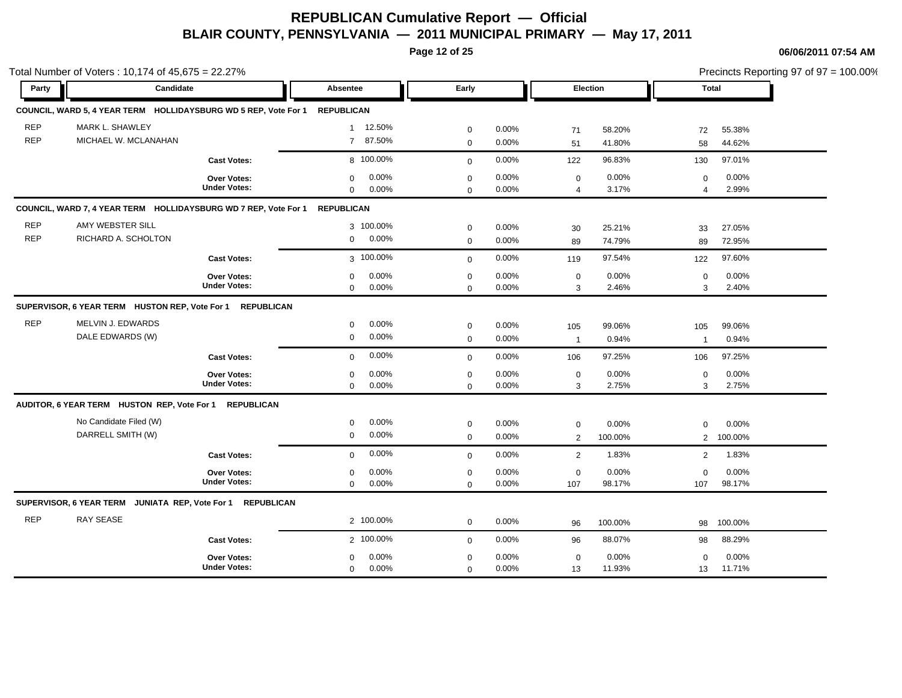# REPUBLICAN Cumulative Report — Official

## BLAIR COUNTY, PENNSYLVANIA — 2011 MUNICIPAL PRIMARY — May 17, 2011

06/06/2011 07:54 AM

Total Number of Voters : 10,174 of 45,675 = 22.27%

Precincts Reporting 97 of 97 = 100.00%

| Party | Candidate | Absentee | | Early | | Election | | Total | |
|---|---|---|---|---|---|---|---|---|---|
| **COUNCIL, WARD 5, 4 YEAR TERM HOLLIDAYSBURG WD 5 REP, Vote For 1 REPUBLICAN** | | | | | | | | | |
| REP | MARK L. SHAWLEY | 1 | 12.50% | 0 | 0.00% | 71 | 58.20% | 72 | 55.38% |
| REP | MICHAEL W. MCLANAHAN | 7 | 87.50% | 0 | 0.00% | 51 | 41.80% | 58 | 44.62% |
| | **Cast Votes:** | 8 | 100.00% | 0 | 0.00% | 122 | 96.83% | 130 | 97.01% |
| | **Over Votes:** | 0 | 0.00% | 0 | 0.00% | 0 | 0.00% | 0 | 0.00% |
| | **Under Votes:** | 0 | 0.00% | 0 | 0.00% | 4 | 3.17% | 4 | 2.99% |
| **COUNCIL, WARD 7, 4 YEAR TERM HOLLIDAYSBURG WD 7 REP, Vote For 1 REPUBLICAN** | | | | | | | | | |
| REP | AMY WEBSTER SILL | 3 | 100.00% | 0 | 0.00% | 30 | 25.21% | 33 | 27.05% |
| REP | RICHARD A. SCHOLTON | 0 | 0.00% | 0 | 0.00% | 89 | 74.79% | 89 | 72.95% |
| | **Cast Votes:** | 3 | 100.00% | 0 | 0.00% | 119 | 97.54% | 122 | 97.60% |
| | **Over Votes:** | 0 | 0.00% | 0 | 0.00% | 0 | 0.00% | 0 | 0.00% |
| | **Under Votes:** | 0 | 0.00% | 0 | 0.00% | 3 | 2.46% | 3 | 2.40% |
| **SUPERVISOR, 6 YEAR TERM HUSTON REP, Vote For 1 REPUBLICAN** | | | | | | | | | |
| REP | MELVIN J. EDWARDS | 0 | 0.00% | 0 | 0.00% | 105 | 99.06% | 105 | 99.06% |
| | DALE EDWARDS (W) | 0 | 0.00% | 0 | 0.00% | 1 | 0.94% | 1 | 0.94% |
| | **Cast Votes:** | 0 | 0.00% | 0 | 0.00% | 106 | 97.25% | 106 | 97.25% |
| | **Over Votes:** | 0 | 0.00% | 0 | 0.00% | 0 | 0.00% | 0 | 0.00% |
| | **Under Votes:** | 0 | 0.00% | 0 | 0.00% | 3 | 2.75% | 3 | 2.75% |
| **AUDITOR, 6 YEAR TERM HUSTON REP, Vote For 1 REPUBLICAN** | | | | | | | | | |
| | No Candidate Filed (W) | 0 | 0.00% | 0 | 0.00% | 0 | 0.00% | 0 | 0.00% |
| | DARRELL SMITH (W) | 0 | 0.00% | 0 | 0.00% | 2 | 100.00% | 2 | 100.00% |
| | **Cast Votes:** | 0 | 0.00% | 0 | 0.00% | 2 | 1.83% | 2 | 1.83% |
| | **Over Votes:** | 0 | 0.00% | 0 | 0.00% | 0 | 0.00% | 0 | 0.00% |
| | **Under Votes:** | 0 | 0.00% | 0 | 0.00% | 107 | 98.17% | 107 | 98.17% |
| **SUPERVISOR, 6 YEAR TERM JUNIATA REP, Vote For 1 REPUBLICAN** | | | | | | | | | |
| REP | RAY SEASE | 2 | 100.00% | 0 | 0.00% | 96 | 100.00% | 98 | 100.00% |
| | **Cast Votes:** | 2 | 100.00% | 0 | 0.00% | 96 | 88.07% | 98 | 88.29% |
| | **Over Votes:** | 0 | 0.00% | 0 | 0.00% | 0 | 0.00% | 0 | 0.00% |
| | **Under Votes:** | 0 | 0.00% | 0 | 0.00% | 13 | 11.93% | 13 | 11.71% |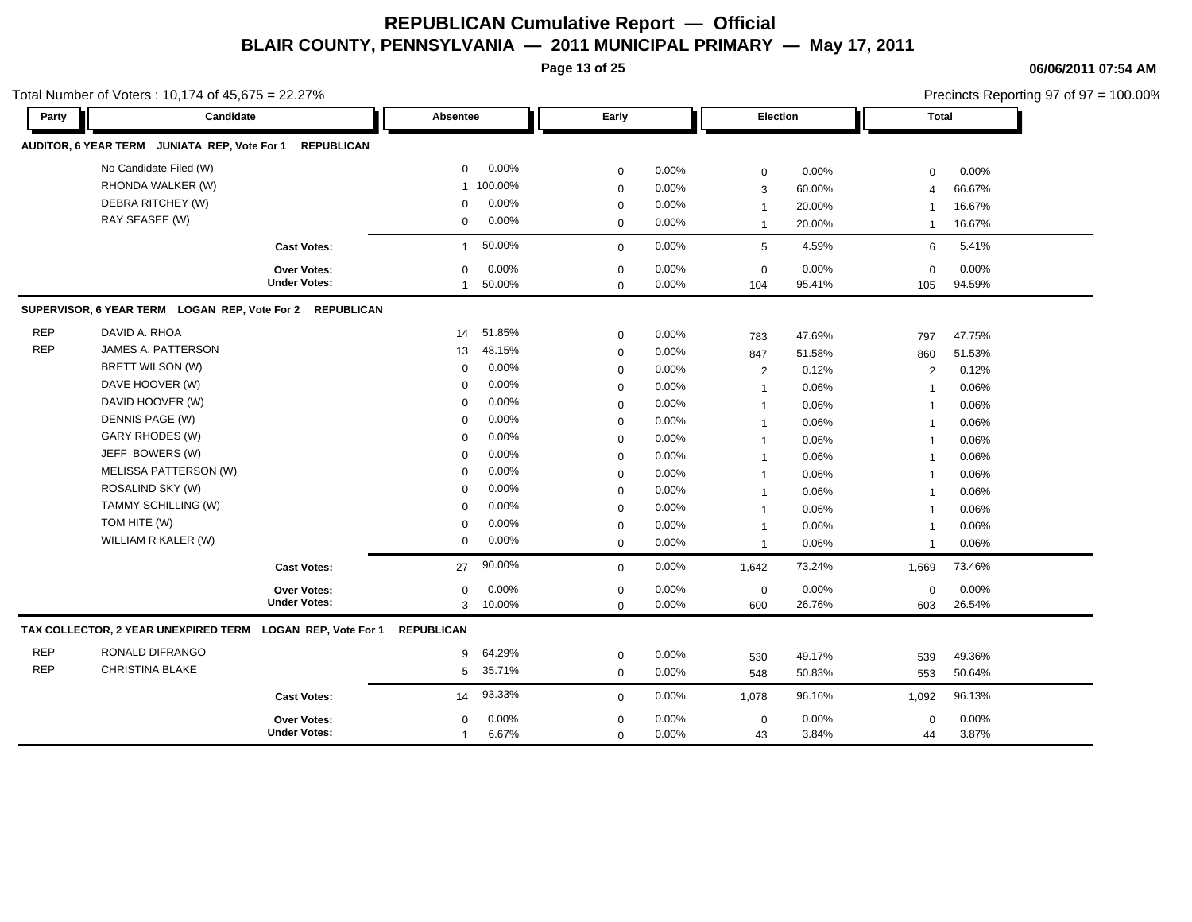# REPUBLICAN Cumulative Report — Official

## BLAIR COUNTY, PENNSYLVANIA — 2011 MUNICIPAL PRIMARY — May 17, 2011

06/06/2011 07:54 AM

Total Number of Voters : 10,174 of 45,675 = 22.27%

Precincts Reporting 97 of 97 = 100.00%

### AUDITOR, 6 YEAR TERM JUNIATA REP, Vote For 1 REPUBLICAN

| Party | Candidate | Absentee | | Early | | Election | | Total | |
|---|---|---|---|---|---|---|---|---|---|
| | No Candidate Filed (W) | 0 | 0.00% | 0 | 0.00% | 0 | 0.00% | 0 | 0.00% |
| | RHONDA WALKER (W) | 1 | 100.00% | 0 | 0.00% | 3 | 60.00% | 4 | 66.67% |
| | DEBRA RITCHEY (W) | 0 | 0.00% | 0 | 0.00% | 1 | 20.00% | 1 | 16.67% |
| | RAY SEASEE (W) | 0 | 0.00% | 0 | 0.00% | 1 | 20.00% | 1 | 16.67% |
| | **Cast Votes:** | 1 | 50.00% | 0 | 0.00% | 5 | 4.59% | 6 | 5.41% |
| | **Over Votes:** | 0 | 0.00% | 0 | 0.00% | 0 | 0.00% | 0 | 0.00% |
| | **Under Votes:** | 1 | 50.00% | 0 | 0.00% | 104 | 95.41% | 105 | 94.59% |

### SUPERVISOR, 6 YEAR TERM LOGAN REP, Vote For 2 REPUBLICAN

| Party | Candidate | Absentee | | Early | | Election | | Total | |
|---|---|---|---|---|---|---|---|---|---|
| REP | DAVID A. RHOA | 14 | 51.85% | 0 | 0.00% | 783 | 47.69% | 797 | 47.75% |
| REP | JAMES A. PATTERSON | 13 | 48.15% | 0 | 0.00% | 847 | 51.58% | 860 | 51.53% |
| | BRETT WILSON (W) | 0 | 0.00% | 0 | 0.00% | 2 | 0.12% | 2 | 0.12% |
| | DAVE HOOVER (W) | 0 | 0.00% | 0 | 0.00% | 1 | 0.06% | 1 | 0.06% |
| | DAVID HOOVER (W) | 0 | 0.00% | 0 | 0.00% | 1 | 0.06% | 1 | 0.06% |
| | DENNIS PAGE (W) | 0 | 0.00% | 0 | 0.00% | 1 | 0.06% | 1 | 0.06% |
| | GARY RHODES (W) | 0 | 0.00% | 0 | 0.00% | 1 | 0.06% | 1 | 0.06% |
| | JEFF BOWERS (W) | 0 | 0.00% | 0 | 0.00% | 1 | 0.06% | 1 | 0.06% |
| | MELISSA PATTERSON (W) | 0 | 0.00% | 0 | 0.00% | 1 | 0.06% | 1 | 0.06% |
| | ROSALIND SKY (W) | 0 | 0.00% | 0 | 0.00% | 1 | 0.06% | 1 | 0.06% |
| | TAMMY SCHILLING (W) | 0 | 0.00% | 0 | 0.00% | 1 | 0.06% | 1 | 0.06% |
| | TOM HITE (W) | 0 | 0.00% | 0 | 0.00% | 1 | 0.06% | 1 | 0.06% |
| | WILLIAM R KALER (W) | 0 | 0.00% | 0 | 0.00% | 1 | 0.06% | 1 | 0.06% |
| | **Cast Votes:** | 27 | 90.00% | 0 | 0.00% | 1,642 | 73.24% | 1,669 | 73.46% |
| | **Over Votes:** | 0 | 0.00% | 0 | 0.00% | 0 | 0.00% | 0 | 0.00% |
| | **Under Votes:** | 3 | 10.00% | 0 | 0.00% | 600 | 26.76% | 603 | 26.54% |

### TAX COLLECTOR, 2 YEAR UNEXPIRED TERM LOGAN REP, Vote For 1 REPUBLICAN

| Party | Candidate | Absentee | | Early | | Election | | Total | |
|---|---|---|---|---|---|---|---|---|---|
| REP | RONALD DIFRANGO | 9 | 64.29% | 0 | 0.00% | 530 | 49.17% | 539 | 49.36% |
| REP | CHRISTINA BLAKE | 5 | 35.71% | 0 | 0.00% | 548 | 50.83% | 553 | 50.64% |
| | **Cast Votes:** | 14 | 93.33% | 0 | 0.00% | 1,078 | 96.16% | 1,092 | 96.13% |
| | **Over Votes:** | 0 | 0.00% | 0 | 0.00% | 0 | 0.00% | 0 | 0.00% |
| | **Under Votes:** | 1 | 6.67% | 0 | 0.00% | 43 | 3.84% | 44 | 3.87% |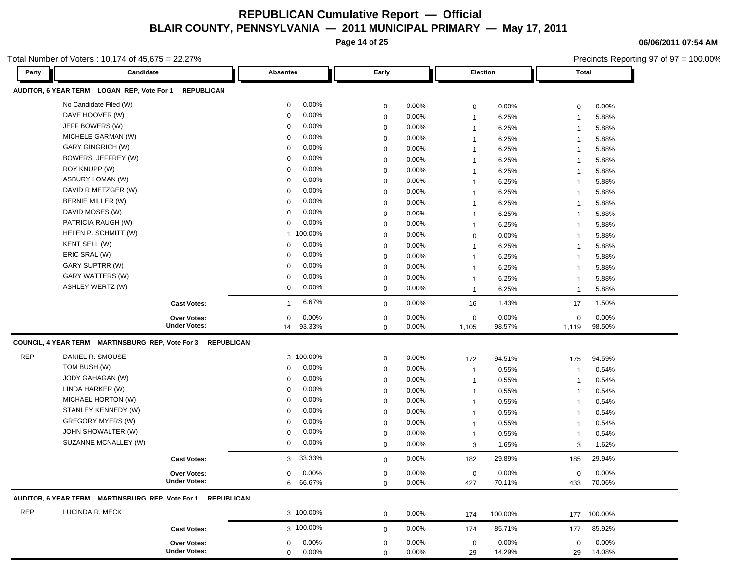# REPUBLICAN Cumulative Report — Official

## BLAIR COUNTY, PENNSYLVANIA — 2011 MUNICIPAL PRIMARY — May 17, 2011

06/06/2011 07:54 AM

Total Number of Voters : 10,174 of 45,675 = 22.27%

Precincts Reporting 97 of 97 = 100.00%

| Party | Candidate | Absentee | | Early | | Election | | Total | |
|---|---|---|---|---|---|---|---|---|---|
| **AUDITOR, 6 YEAR TERM LOGAN REP, Vote For 1 REPUBLICAN** | | | | | | | | | |
| | No Candidate Filed (W) | 0 | 0.00% | 0 | 0.00% | 0 | 0.00% | 0 | 0.00% |
| | DAVE HOOVER (W) | 0 | 0.00% | 0 | 0.00% | 1 | 6.25% | 1 | 5.88% |
| | JEFF BOWERS (W) | 0 | 0.00% | 0 | 0.00% | 1 | 6.25% | 1 | 5.88% |
| | MICHELE GARMAN (W) | 0 | 0.00% | 0 | 0.00% | 1 | 6.25% | 1 | 5.88% |
| | GARY GINGRICH (W) | 0 | 0.00% | 0 | 0.00% | 1 | 6.25% | 1 | 5.88% |
| | BOWERS JEFFREY (W) | 0 | 0.00% | 0 | 0.00% | 1 | 6.25% | 1 | 5.88% |
| | ROY KNUPP (W) | 0 | 0.00% | 0 | 0.00% | 1 | 6.25% | 1 | 5.88% |
| | ASBURY LOMAN (W) | 0 | 0.00% | 0 | 0.00% | 1 | 6.25% | 1 | 5.88% |
| | DAVID R METZGER (W) | 0 | 0.00% | 0 | 0.00% | 1 | 6.25% | 1 | 5.88% |
| | BERNIE MILLER (W) | 0 | 0.00% | 0 | 0.00% | 1 | 6.25% | 1 | 5.88% |
| | DAVID MOSES (W) | 0 | 0.00% | 0 | 0.00% | 1 | 6.25% | 1 | 5.88% |
| | PATRICIA RAUGH (W) | 0 | 0.00% | 0 | 0.00% | 1 | 6.25% | 1 | 5.88% |
| | HELEN P. SCHMITT (W) | 1 | 100.00% | 0 | 0.00% | 0 | 0.00% | 1 | 5.88% |
| | KENT SELL (W) | 0 | 0.00% | 0 | 0.00% | 1 | 6.25% | 1 | 5.88% |
| | ERIC SRAL (W) | 0 | 0.00% | 0 | 0.00% | 1 | 6.25% | 1 | 5.88% |
| | GARY SUPTRR (W) | 0 | 0.00% | 0 | 0.00% | 1 | 6.25% | 1 | 5.88% |
| | GARY WATTERS (W) | 0 | 0.00% | 0 | 0.00% | 1 | 6.25% | 1 | 5.88% |
| | ASHLEY WERTZ (W) | 0 | 0.00% | 0 | 0.00% | 1 | 6.25% | 1 | 5.88% |
| | **Cast Votes:** | 1 | 6.67% | 0 | 0.00% | 16 | 1.43% | 17 | 1.50% |
| | **Over Votes:** | 0 | 0.00% | 0 | 0.00% | 0 | 0.00% | 0 | 0.00% |
| | **Under Votes:** | 14 | 93.33% | 0 | 0.00% | 1,105 | 98.57% | 1,119 | 98.50% |
| **COUNCIL, 4 YEAR TERM MARTINSBURG REP, Vote For 3 REPUBLICAN** | | | | | | | | | |
| REP | DANIEL R. SMOUSE | 3 | 100.00% | 0 | 0.00% | 172 | 94.51% | 175 | 94.59% |
| | TOM BUSH (W) | 0 | 0.00% | 0 | 0.00% | 1 | 0.55% | 1 | 0.54% |
| | JODY GAHAGAN (W) | 0 | 0.00% | 0 | 0.00% | 1 | 0.55% | 1 | 0.54% |
| | LINDA HARKER (W) | 0 | 0.00% | 0 | 0.00% | 1 | 0.55% | 1 | 0.54% |
| | MICHAEL HORTON (W) | 0 | 0.00% | 0 | 0.00% | 1 | 0.55% | 1 | 0.54% |
| | STANLEY KENNEDY (W) | 0 | 0.00% | 0 | 0.00% | 1 | 0.55% | 1 | 0.54% |
| | GREGORY MYERS (W) | 0 | 0.00% | 0 | 0.00% | 1 | 0.55% | 1 | 0.54% |
| | JOHN SHOWALTER (W) | 0 | 0.00% | 0 | 0.00% | 1 | 0.55% | 1 | 0.54% |
| | SUZANNE MCNALLEY (W) | 0 | 0.00% | 0 | 0.00% | 3 | 1.65% | 3 | 1.62% |
| | **Cast Votes:** | 3 | 33.33% | 0 | 0.00% | 182 | 29.89% | 185 | 29.94% |
| | **Over Votes:** | 0 | 0.00% | 0 | 0.00% | 0 | 0.00% | 0 | 0.00% |
| | **Under Votes:** | 6 | 66.67% | 0 | 0.00% | 427 | 70.11% | 433 | 70.06% |
| **AUDITOR, 6 YEAR TERM MARTINSBURG REP, Vote For 1 REPUBLICAN** | | | | | | | | | |
| REP | LUCINDA R. MECK | 3 | 100.00% | 0 | 0.00% | 174 | 100.00% | 177 | 100.00% |
| | **Cast Votes:** | 3 | 100.00% | 0 | 0.00% | 174 | 85.71% | 177 | 85.92% |
| | **Over Votes:** | 0 | 0.00% | 0 | 0.00% | 0 | 0.00% | 0 | 0.00% |
| | **Under Votes:** | 0 | 0.00% | 0 | 0.00% | 29 | 14.29% | 29 | 14.08% |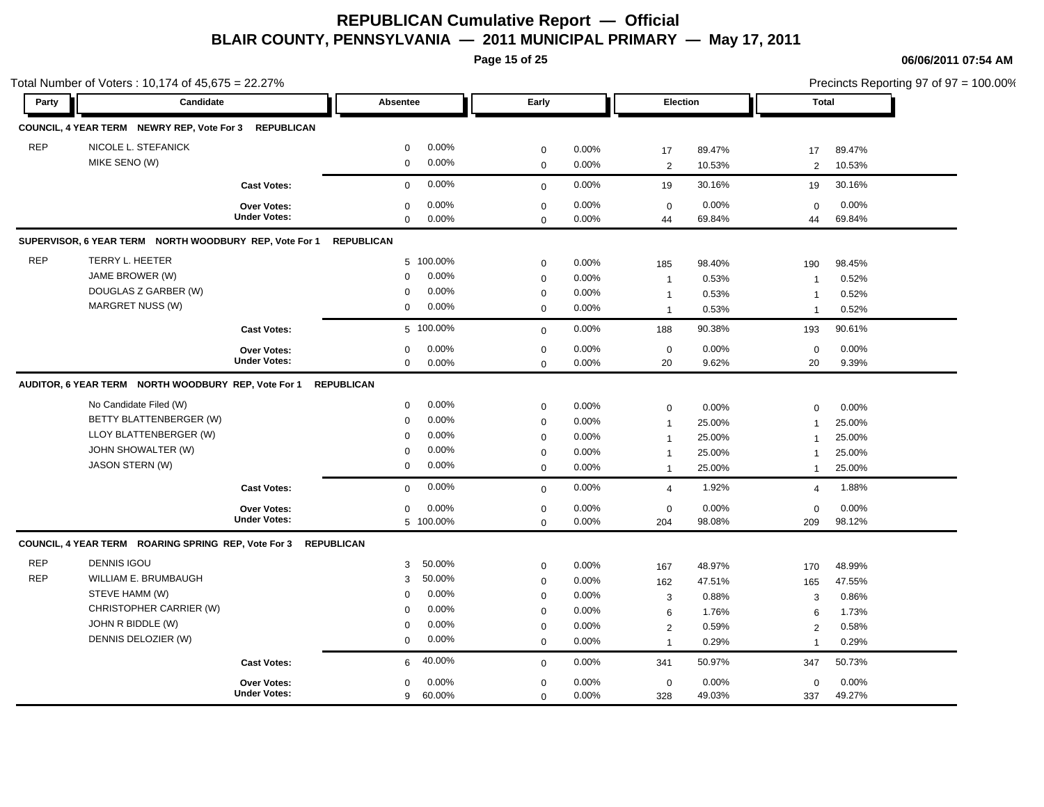# REPUBLICAN Cumulative Report — Official

## BLAIR COUNTY, PENNSYLVANIA — 2011 MUNICIPAL PRIMARY — May 17, 2011

06/06/2011 07:54 AM

Total Number of Voters : 10,174 of 45,675 = 22.27%

Precincts Reporting 97 of 97 = 100.00%

| Party | Candidate | Absentee | | Early | | Election | | Total | |
|---|---|---|---|---|---|---|---|---|---|
| **COUNCIL, 4 YEAR TERM NEWRY REP, Vote For 3 REPUBLICAN** | | | | | | | | | |
| REP | NICOLE L. STEFANICK | 0 | 0.00% | 0 | 0.00% | 17 | 89.47% | 17 | 89.47% |
| | MIKE SENO (W) | 0 | 0.00% | 0 | 0.00% | 2 | 10.53% | 2 | 10.53% |
| | **Cast Votes:** | 0 | 0.00% | 0 | 0.00% | 19 | 30.16% | 19 | 30.16% |
| | **Over Votes:** | 0 | 0.00% | 0 | 0.00% | 0 | 0.00% | 0 | 0.00% |
| | **Under Votes:** | 0 | 0.00% | 0 | 0.00% | 44 | 69.84% | 44 | 69.84% |
| **SUPERVISOR, 6 YEAR TERM NORTH WOODBURY REP, Vote For 1 REPUBLICAN** | | | | | | | | | |
| REP | TERRY L. HEETER | 5 | 100.00% | 0 | 0.00% | 185 | 98.40% | 190 | 98.45% |
| | JAME BROWER (W) | 0 | 0.00% | 0 | 0.00% | 1 | 0.53% | 1 | 0.52% |
| | DOUGLAS Z GARBER (W) | 0 | 0.00% | 0 | 0.00% | 1 | 0.53% | 1 | 0.52% |
| | MARGRET NUSS (W) | 0 | 0.00% | 0 | 0.00% | 1 | 0.53% | 1 | 0.52% |
| | **Cast Votes:** | 5 | 100.00% | 0 | 0.00% | 188 | 90.38% | 193 | 90.61% |
| | **Over Votes:** | 0 | 0.00% | 0 | 0.00% | 0 | 0.00% | 0 | 0.00% |
| | **Under Votes:** | 0 | 0.00% | 0 | 0.00% | 20 | 9.62% | 20 | 9.39% |
| **AUDITOR, 6 YEAR TERM NORTH WOODBURY REP, Vote For 1 REPUBLICAN** | | | | | | | | | |
| | No Candidate Filed (W) | 0 | 0.00% | 0 | 0.00% | 0 | 0.00% | 0 | 0.00% |
| | BETTY BLATTENBERGER (W) | 0 | 0.00% | 0 | 0.00% | 1 | 25.00% | 1 | 25.00% |
| | LLOY BLATTENBERGER (W) | 0 | 0.00% | 0 | 0.00% | 1 | 25.00% | 1 | 25.00% |
| | JOHN SHOWALTER (W) | 0 | 0.00% | 0 | 0.00% | 1 | 25.00% | 1 | 25.00% |
| | JASON STERN (W) | 0 | 0.00% | 0 | 0.00% | 1 | 25.00% | 1 | 25.00% |
| | **Cast Votes:** | 0 | 0.00% | 0 | 0.00% | 4 | 1.92% | 4 | 1.88% |
| | **Over Votes:** | 0 | 0.00% | 0 | 0.00% | 0 | 0.00% | 0 | 0.00% |
| | **Under Votes:** | 5 | 100.00% | 0 | 0.00% | 204 | 98.08% | 209 | 98.12% |
| **COUNCIL, 4 YEAR TERM ROARING SPRING REP, Vote For 3 REPUBLICAN** | | | | | | | | | |
| REP | DENNIS IGOU | 3 | 50.00% | 0 | 0.00% | 167 | 48.97% | 170 | 48.99% |
| REP | WILLIAM E. BRUMBAUGH | 3 | 50.00% | 0 | 0.00% | 162 | 47.51% | 165 | 47.55% |
| | STEVE HAMM (W) | 0 | 0.00% | 0 | 0.00% | 3 | 0.88% | 3 | 0.86% |
| | CHRISTOPHER CARRIER (W) | 0 | 0.00% | 0 | 0.00% | 6 | 1.76% | 6 | 1.73% |
| | JOHN R BIDDLE (W) | 0 | 0.00% | 0 | 0.00% | 2 | 0.59% | 2 | 0.58% |
| | DENNIS DELOZIER (W) | 0 | 0.00% | 0 | 0.00% | 1 | 0.29% | 1 | 0.29% |
| | **Cast Votes:** | 6 | 40.00% | 0 | 0.00% | 341 | 50.97% | 347 | 50.73% |
| | **Over Votes:** | 0 | 0.00% | 0 | 0.00% | 0 | 0.00% | 0 | 0.00% |
| | **Under Votes:** | 9 | 60.00% | 0 | 0.00% | 328 | 49.03% | 337 | 49.27% |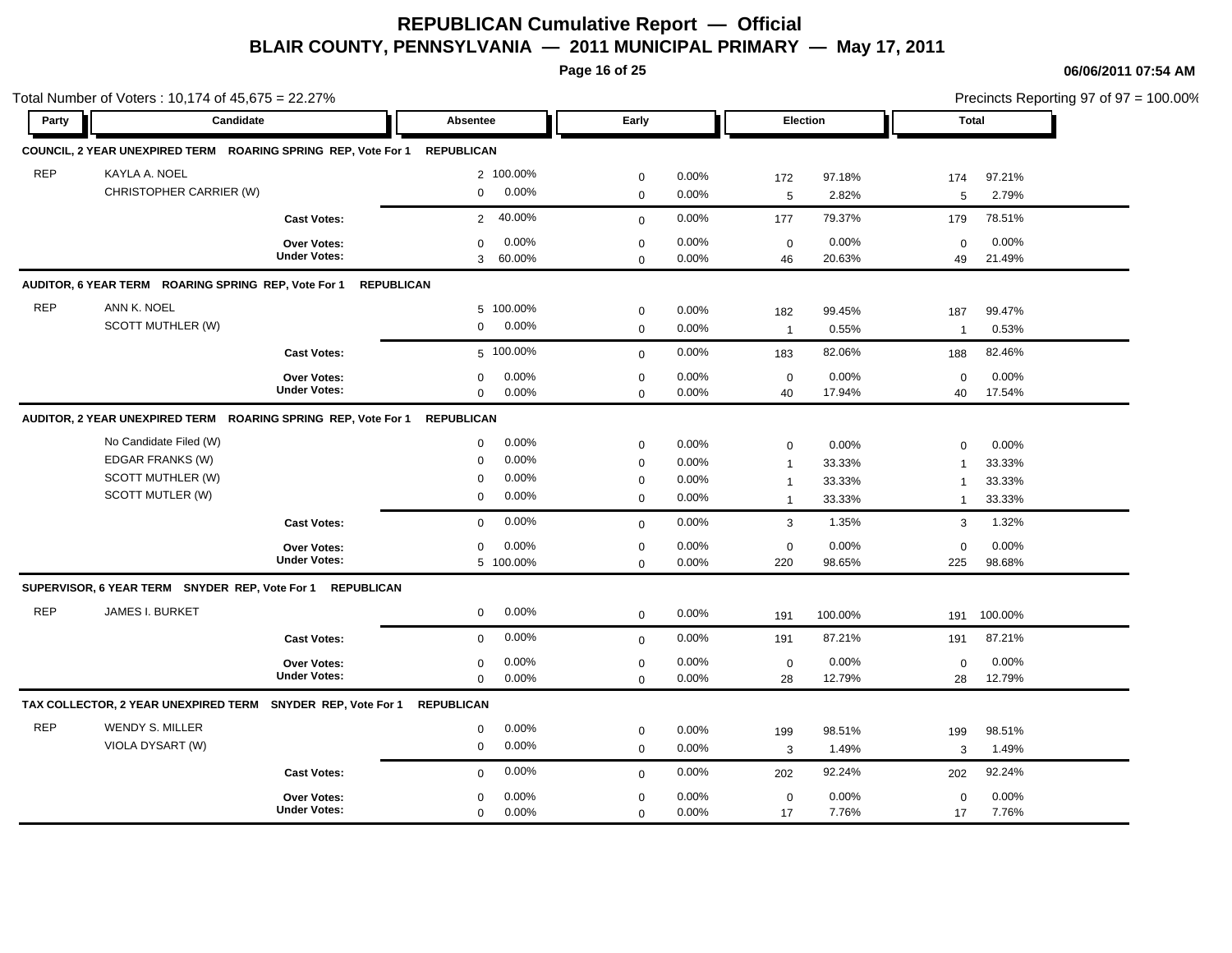# REPUBLICAN Cumulative Report — Official

## BLAIR COUNTY, PENNSYLVANIA — 2011 MUNICIPAL PRIMARY — May 17, 2011

06/06/2011 07:54 AM

Total Number of Voters : 10,174 of 45,675 = 22.27%

Precincts Reporting 97 of 97 = 100.00%

**COUNCIL, 2 YEAR UNEXPIRED TERM ROARING SPRING REP, Vote For 1 REPUBLICAN**

| Party | Candidate | Absentee | | Early | | Election | | Total | |
|---|---|---|---|---|---|---|---|---|---|
| REP | KAYLA A. NOEL | 2 | 100.00% | 0 | 0.00% | 172 | 97.18% | 174 | 97.21% |
| | CHRISTOPHER CARRIER (W) | 0 | 0.00% | 0 | 0.00% | 5 | 2.82% | 5 | 2.79% |
| | **Cast Votes:** | 2 | 40.00% | 0 | 0.00% | 177 | 79.37% | 179 | 78.51% |
| | **Over Votes:** | 0 | 0.00% | 0 | 0.00% | 0 | 0.00% | 0 | 0.00% |
| | **Under Votes:** | 3 | 60.00% | 0 | 0.00% | 46 | 20.63% | 49 | 21.49% |

**AUDITOR, 6 YEAR TERM ROARING SPRING REP, Vote For 1 REPUBLICAN**

| Party | Candidate | Absentee | | Early | | Election | | Total | |
|---|---|---|---|---|---|---|---|---|---|
| REP | ANN K. NOEL | 5 | 100.00% | 0 | 0.00% | 182 | 99.45% | 187 | 99.47% |
| | SCOTT MUTHLER (W) | 0 | 0.00% | 0 | 0.00% | 1 | 0.55% | 1 | 0.53% |
| | **Cast Votes:** | 5 | 100.00% | 0 | 0.00% | 183 | 82.06% | 188 | 82.46% |
| | **Over Votes:** | 0 | 0.00% | 0 | 0.00% | 0 | 0.00% | 0 | 0.00% |
| | **Under Votes:** | 0 | 0.00% | 0 | 0.00% | 40 | 17.94% | 40 | 17.54% |

**AUDITOR, 2 YEAR UNEXPIRED TERM ROARING SPRING REP, Vote For 1 REPUBLICAN**

| Party | Candidate | Absentee | | Early | | Election | | Total | |
|---|---|---|---|---|---|---|---|---|---|
| | No Candidate Filed (W) | 0 | 0.00% | 0 | 0.00% | 0 | 0.00% | 0 | 0.00% |
| | EDGAR FRANKS (W) | 0 | 0.00% | 0 | 0.00% | 1 | 33.33% | 1 | 33.33% |
| | SCOTT MUTHLER (W) | 0 | 0.00% | 0 | 0.00% | 1 | 33.33% | 1 | 33.33% |
| | SCOTT MUTLER (W) | 0 | 0.00% | 0 | 0.00% | 1 | 33.33% | 1 | 33.33% |
| | **Cast Votes:** | 0 | 0.00% | 0 | 0.00% | 3 | 1.35% | 3 | 1.32% |
| | **Over Votes:** | 0 | 0.00% | 0 | 0.00% | 0 | 0.00% | 0 | 0.00% |
| | **Under Votes:** | 5 | 100.00% | 0 | 0.00% | 220 | 98.65% | 225 | 98.68% |

**SUPERVISOR, 6 YEAR TERM SNYDER REP, Vote For 1 REPUBLICAN**

| Party | Candidate | Absentee | | Early | | Election | | Total | |
|---|---|---|---|---|---|---|---|---|---|
| REP | JAMES I. BURKET | 0 | 0.00% | 0 | 0.00% | 191 | 100.00% | 191 | 100.00% |
| | **Cast Votes:** | 0 | 0.00% | 0 | 0.00% | 191 | 87.21% | 191 | 87.21% |
| | **Over Votes:** | 0 | 0.00% | 0 | 0.00% | 0 | 0.00% | 0 | 0.00% |
| | **Under Votes:** | 0 | 0.00% | 0 | 0.00% | 28 | 12.79% | 28 | 12.79% |

**TAX COLLECTOR, 2 YEAR UNEXPIRED TERM SNYDER REP, Vote For 1 REPUBLICAN**

| Party | Candidate | Absentee | | Early | | Election | | Total | |
|---|---|---|---|---|---|---|---|---|---|
| REP | WENDY S. MILLER | 0 | 0.00% | 0 | 0.00% | 199 | 98.51% | 199 | 98.51% |
| | VIOLA DYSART (W) | 0 | 0.00% | 0 | 0.00% | 3 | 1.49% | 3 | 1.49% |
| | **Cast Votes:** | 0 | 0.00% | 0 | 0.00% | 202 | 92.24% | 202 | 92.24% |
| | **Over Votes:** | 0 | 0.00% | 0 | 0.00% | 0 | 0.00% | 0 | 0.00% |
| | **Under Votes:** | 0 | 0.00% | 0 | 0.00% | 17 | 7.76% | 17 | 7.76% |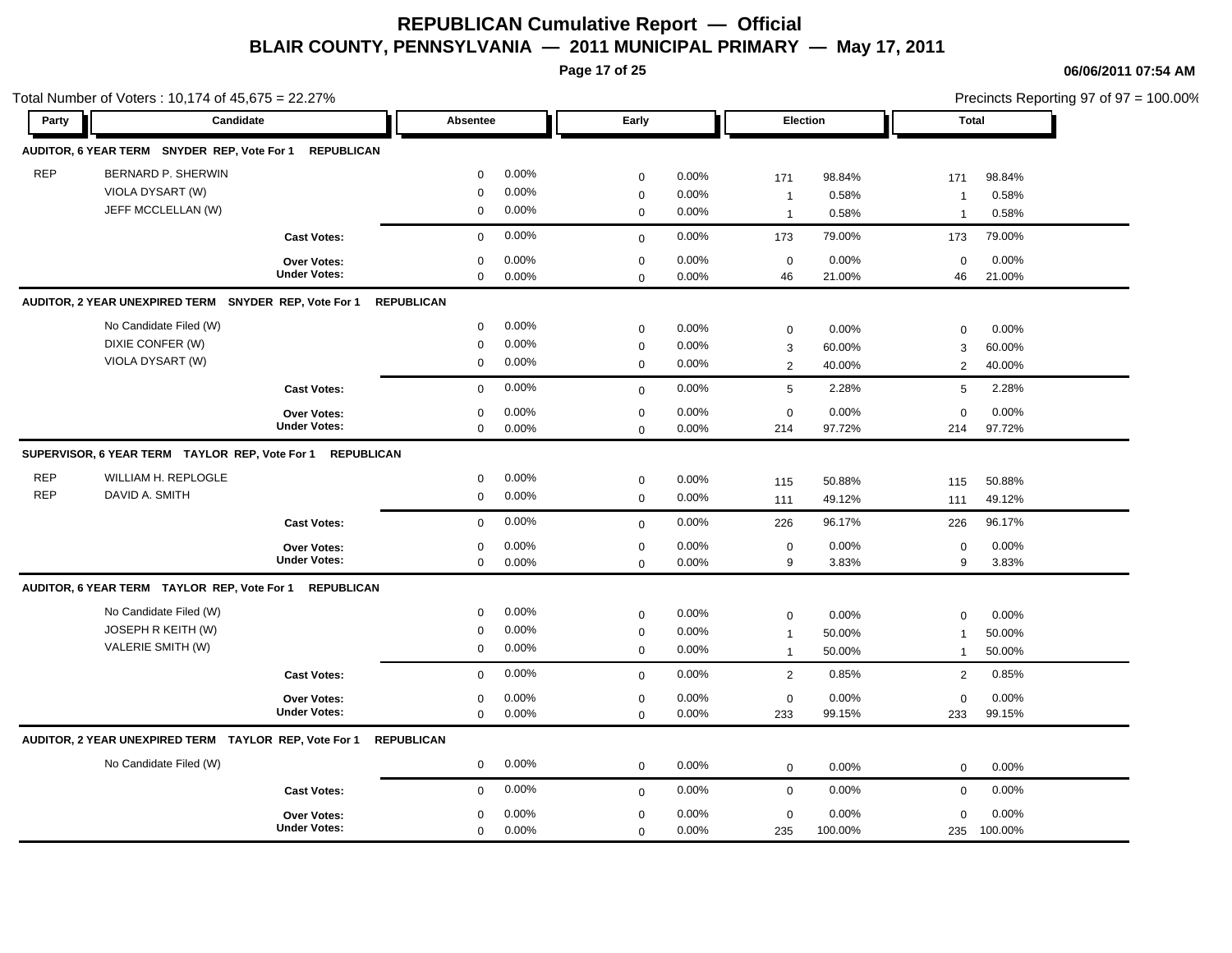# REPUBLICAN Cumulative Report — Official

## BLAIR COUNTY, PENNSYLVANIA — 2011 MUNICIPAL PRIMARY — May 17, 2011

06/06/2011 07:54 AM

Total Number of Voters : 10,174 of 45,675 = 22.27%

Precincts Reporting 97 of 97 = 100.00%

| Party | Candidate | Absentee | | Early | | Election | | Total | |
|---|---|---|---|---|---|---|---|---|---|
| **AUDITOR, 6 YEAR TERM SNYDER REP, Vote For 1 REPUBLICAN** | | | | | | | | | |
| REP | BERNARD P. SHERWIN | 0 | 0.00% | 0 | 0.00% | 171 | 98.84% | 171 | 98.84% |
| | VIOLA DYSART (W) | 0 | 0.00% | 0 | 0.00% | 1 | 0.58% | 1 | 0.58% |
| | JEFF MCCLELLAN (W) | 0 | 0.00% | 0 | 0.00% | 1 | 0.58% | 1 | 0.58% |
| | **Cast Votes:** | 0 | 0.00% | 0 | 0.00% | 173 | 79.00% | 173 | 79.00% |
| | **Over Votes:** | 0 | 0.00% | 0 | 0.00% | 0 | 0.00% | 0 | 0.00% |
| | **Under Votes:** | 0 | 0.00% | 0 | 0.00% | 46 | 21.00% | 46 | 21.00% |
| **AUDITOR, 2 YEAR UNEXPIRED TERM SNYDER REP, Vote For 1 REPUBLICAN** | | | | | | | | | |
| | No Candidate Filed (W) | 0 | 0.00% | 0 | 0.00% | 0 | 0.00% | 0 | 0.00% |
| | DIXIE CONFER (W) | 0 | 0.00% | 0 | 0.00% | 3 | 60.00% | 3 | 60.00% |
| | VIOLA DYSART (W) | 0 | 0.00% | 0 | 0.00% | 2 | 40.00% | 2 | 40.00% |
| | **Cast Votes:** | 0 | 0.00% | 0 | 0.00% | 5 | 2.28% | 5 | 2.28% |
| | **Over Votes:** | 0 | 0.00% | 0 | 0.00% | 0 | 0.00% | 0 | 0.00% |
| | **Under Votes:** | 0 | 0.00% | 0 | 0.00% | 214 | 97.72% | 214 | 97.72% |
| **SUPERVISOR, 6 YEAR TERM TAYLOR REP, Vote For 1 REPUBLICAN** | | | | | | | | | |
| REP | WILLIAM H. REPLOGLE | 0 | 0.00% | 0 | 0.00% | 115 | 50.88% | 115 | 50.88% |
| REP | DAVID A. SMITH | 0 | 0.00% | 0 | 0.00% | 111 | 49.12% | 111 | 49.12% |
| | **Cast Votes:** | 0 | 0.00% | 0 | 0.00% | 226 | 96.17% | 226 | 96.17% |
| | **Over Votes:** | 0 | 0.00% | 0 | 0.00% | 0 | 0.00% | 0 | 0.00% |
| | **Under Votes:** | 0 | 0.00% | 0 | 0.00% | 9 | 3.83% | 9 | 3.83% |
| **AUDITOR, 6 YEAR TERM TAYLOR REP, Vote For 1 REPUBLICAN** | | | | | | | | | |
| | No Candidate Filed (W) | 0 | 0.00% | 0 | 0.00% | 0 | 0.00% | 0 | 0.00% |
| | JOSEPH R KEITH (W) | 0 | 0.00% | 0 | 0.00% | 1 | 50.00% | 1 | 50.00% |
| | VALERIE SMITH (W) | 0 | 0.00% | 0 | 0.00% | 1 | 50.00% | 1 | 50.00% |
| | **Cast Votes:** | 0 | 0.00% | 0 | 0.00% | 2 | 0.85% | 2 | 0.85% |
| | **Over Votes:** | 0 | 0.00% | 0 | 0.00% | 0 | 0.00% | 0 | 0.00% |
| | **Under Votes:** | 0 | 0.00% | 0 | 0.00% | 233 | 99.15% | 233 | 99.15% |
| **AUDITOR, 2 YEAR UNEXPIRED TERM TAYLOR REP, Vote For 1 REPUBLICAN** | | | | | | | | | |
| | No Candidate Filed (W) | 0 | 0.00% | 0 | 0.00% | 0 | 0.00% | 0 | 0.00% |
| | **Cast Votes:** | 0 | 0.00% | 0 | 0.00% | 0 | 0.00% | 0 | 0.00% |
| | **Over Votes:** | 0 | 0.00% | 0 | 0.00% | 0 | 0.00% | 0 | 0.00% |
| | **Under Votes:** | 0 | 0.00% | 0 | 0.00% | 235 | 100.00% | 235 | 100.00% |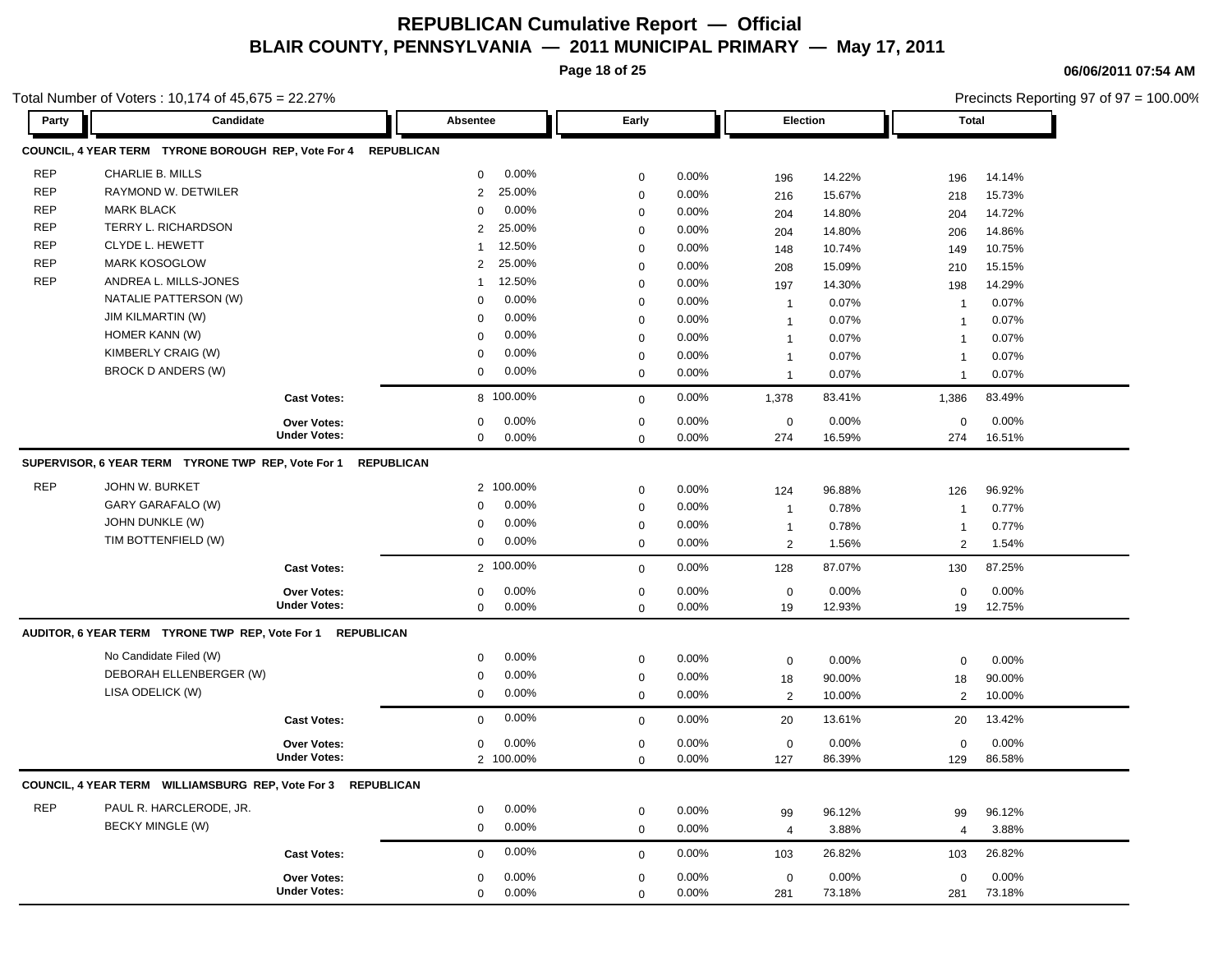# REPUBLICAN Cumulative Report — Official

## BLAIR COUNTY, PENNSYLVANIA — 2011 MUNICIPAL PRIMARY — May 17, 2011

06/06/2011 07:54 AM

Total Number of Voters : 10,174 of 45,675 = 22.27%

Precincts Reporting 97 of 97 = 100.00%

| Party | Candidate | Absentee | | Early | | Election | | Total | |
|---|---|---|---|---|---|---|---|---|---|
| **COUNCIL, 4 YEAR TERM TYRONE BOROUGH REP, Vote For 4 REPUBLICAN** | | | | | | | | | |
| REP | CHARLIE B. MILLS | 0 | 0.00% | 0 | 0.00% | 196 | 14.22% | 196 | 14.14% |
| REP | RAYMOND W. DETWILER | 2 | 25.00% | 0 | 0.00% | 216 | 15.67% | 218 | 15.73% |
| REP | MARK BLACK | 0 | 0.00% | 0 | 0.00% | 204 | 14.80% | 204 | 14.72% |
| REP | TERRY L. RICHARDSON | 2 | 25.00% | 0 | 0.00% | 204 | 14.80% | 206 | 14.86% |
| REP | CLYDE L. HEWETT | 1 | 12.50% | 0 | 0.00% | 148 | 10.74% | 149 | 10.75% |
| REP | MARK KOSOGLOW | 2 | 25.00% | 0 | 0.00% | 208 | 15.09% | 210 | 15.15% |
| REP | ANDREA L. MILLS-JONES | 1 | 12.50% | 0 | 0.00% | 197 | 14.30% | 198 | 14.29% |
| | NATALIE PATTERSON (W) | 0 | 0.00% | 0 | 0.00% | 1 | 0.07% | 1 | 0.07% |
| | JIM KILMARTIN (W) | 0 | 0.00% | 0 | 0.00% | 1 | 0.07% | 1 | 0.07% |
| | HOMER KANN (W) | 0 | 0.00% | 0 | 0.00% | 1 | 0.07% | 1 | 0.07% |
| | KIMBERLY CRAIG (W) | 0 | 0.00% | 0 | 0.00% | 1 | 0.07% | 1 | 0.07% |
| | BROCK D ANDERS (W) | 0 | 0.00% | 0 | 0.00% | 1 | 0.07% | 1 | 0.07% |
| | **Cast Votes:** | 8 | 100.00% | 0 | 0.00% | 1,378 | 83.41% | 1,386 | 83.49% |
| | **Over Votes:** | 0 | 0.00% | 0 | 0.00% | 0 | 0.00% | 0 | 0.00% |
| | **Under Votes:** | 0 | 0.00% | 0 | 0.00% | 274 | 16.59% | 274 | 16.51% |
| **SUPERVISOR, 6 YEAR TERM TYRONE TWP REP, Vote For 1 REPUBLICAN** | | | | | | | | | |
| REP | JOHN W. BURKET | 2 | 100.00% | 0 | 0.00% | 124 | 96.88% | 126 | 96.92% |
| | GARY GARAFALO (W) | 0 | 0.00% | 0 | 0.00% | 1 | 0.78% | 1 | 0.77% |
| | JOHN DUNKLE (W) | 0 | 0.00% | 0 | 0.00% | 1 | 0.78% | 1 | 0.77% |
| | TIM BOTTENFIELD (W) | 0 | 0.00% | 0 | 0.00% | 2 | 1.56% | 2 | 1.54% |
| | **Cast Votes:** | 2 | 100.00% | 0 | 0.00% | 128 | 87.07% | 130 | 87.25% |
| | **Over Votes:** | 0 | 0.00% | 0 | 0.00% | 0 | 0.00% | 0 | 0.00% |
| | **Under Votes:** | 0 | 0.00% | 0 | 0.00% | 19 | 12.93% | 19 | 12.75% |
| **AUDITOR, 6 YEAR TERM TYRONE TWP REP, Vote For 1 REPUBLICAN** | | | | | | | | | |
| | No Candidate Filed (W) | 0 | 0.00% | 0 | 0.00% | 0 | 0.00% | 0 | 0.00% |
| | DEBORAH ELLENBERGER (W) | 0 | 0.00% | 0 | 0.00% | 18 | 90.00% | 18 | 90.00% |
| | LISA ODELICK (W) | 0 | 0.00% | 0 | 0.00% | 2 | 10.00% | 2 | 10.00% |
| | **Cast Votes:** | 0 | 0.00% | 0 | 0.00% | 20 | 13.61% | 20 | 13.42% |
| | **Over Votes:** | 0 | 0.00% | 0 | 0.00% | 0 | 0.00% | 0 | 0.00% |
| | **Under Votes:** | 2 | 100.00% | 0 | 0.00% | 127 | 86.39% | 129 | 86.58% |
| **COUNCIL, 4 YEAR TERM WILLIAMSBURG REP, Vote For 3 REPUBLICAN** | | | | | | | | | |
| REP | PAUL R. HARCLERODE, JR. | 0 | 0.00% | 0 | 0.00% | 99 | 96.12% | 99 | 96.12% |
| | BECKY MINGLE (W) | 0 | 0.00% | 0 | 0.00% | 4 | 3.88% | 4 | 3.88% |
| | **Cast Votes:** | 0 | 0.00% | 0 | 0.00% | 103 | 26.82% | 103 | 26.82% |
| | **Over Votes:** | 0 | 0.00% | 0 | 0.00% | 0 | 0.00% | 0 | 0.00% |
| | **Under Votes:** | 0 | 0.00% | 0 | 0.00% | 281 | 73.18% | 281 | 73.18% |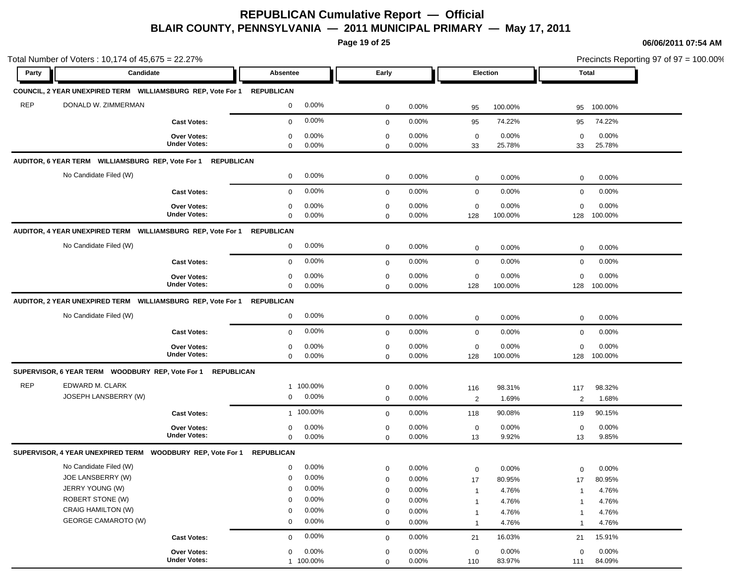# REPUBLICAN Cumulative Report — Official

## BLAIR COUNTY, PENNSYLVANIA — 2011 MUNICIPAL PRIMARY — May 17, 2011

06/06/2011 07:54 AM

Total Number of Voters : 10,174 of 45,675 = 22.27%

Precincts Reporting 97 of 97 = 100.00%

| Party | Candidate | Absentee | | Early | | Election | | Total | |
|---|---|---|---|---|---|---|---|---|---|
| **COUNCIL, 2 YEAR UNEXPIRED TERM WILLIAMSBURG REP, Vote For 1 REPUBLICAN** | | | | | | | | | |
| REP | DONALD W. ZIMMERMAN | 0 | 0.00% | 0 | 0.00% | 95 | 100.00% | 95 | 100.00% |
| | **Cast Votes:** | 0 | 0.00% | 0 | 0.00% | 95 | 74.22% | 95 | 74.22% |
| | **Over Votes:** | 0 | 0.00% | 0 | 0.00% | 0 | 0.00% | 0 | 0.00% |
| | **Under Votes:** | 0 | 0.00% | 0 | 0.00% | 33 | 25.78% | 33 | 25.78% |
| **AUDITOR, 6 YEAR TERM WILLIAMSBURG REP, Vote For 1 REPUBLICAN** | | | | | | | | | |
| | No Candidate Filed (W) | 0 | 0.00% | 0 | 0.00% | 0 | 0.00% | 0 | 0.00% |
| | **Cast Votes:** | 0 | 0.00% | 0 | 0.00% | 0 | 0.00% | 0 | 0.00% |
| | **Over Votes:** | 0 | 0.00% | 0 | 0.00% | 0 | 0.00% | 0 | 0.00% |
| | **Under Votes:** | 0 | 0.00% | 0 | 0.00% | 128 | 100.00% | 128 | 100.00% |
| **AUDITOR, 4 YEAR UNEXPIRED TERM WILLIAMSBURG REP, Vote For 1 REPUBLICAN** | | | | | | | | | |
| | No Candidate Filed (W) | 0 | 0.00% | 0 | 0.00% | 0 | 0.00% | 0 | 0.00% |
| | **Cast Votes:** | 0 | 0.00% | 0 | 0.00% | 0 | 0.00% | 0 | 0.00% |
| | **Over Votes:** | 0 | 0.00% | 0 | 0.00% | 0 | 0.00% | 0 | 0.00% |
| | **Under Votes:** | 0 | 0.00% | 0 | 0.00% | 128 | 100.00% | 128 | 100.00% |
| **AUDITOR, 2 YEAR UNEXPIRED TERM WILLIAMSBURG REP, Vote For 1 REPUBLICAN** | | | | | | | | | |
| | No Candidate Filed (W) | 0 | 0.00% | 0 | 0.00% | 0 | 0.00% | 0 | 0.00% |
| | **Cast Votes:** | 0 | 0.00% | 0 | 0.00% | 0 | 0.00% | 0 | 0.00% |
| | **Over Votes:** | 0 | 0.00% | 0 | 0.00% | 0 | 0.00% | 0 | 0.00% |
| | **Under Votes:** | 0 | 0.00% | 0 | 0.00% | 128 | 100.00% | 128 | 100.00% |
| **SUPERVISOR, 6 YEAR TERM WOODBURY REP, Vote For 1 REPUBLICAN** | | | | | | | | | |
| REP | EDWARD M. CLARK | 1 | 100.00% | 0 | 0.00% | 116 | 98.31% | 117 | 98.32% |
| | JOSEPH LANSBERRY (W) | 0 | 0.00% | 0 | 0.00% | 2 | 1.69% | 2 | 1.68% |
| | **Cast Votes:** | 1 | 100.00% | 0 | 0.00% | 118 | 90.08% | 119 | 90.15% |
| | **Over Votes:** | 0 | 0.00% | 0 | 0.00% | 0 | 0.00% | 0 | 0.00% |
| | **Under Votes:** | 0 | 0.00% | 0 | 0.00% | 13 | 9.92% | 13 | 9.85% |
| **SUPERVISOR, 4 YEAR UNEXPIRED TERM WOODBURY REP, Vote For 1 REPUBLICAN** | | | | | | | | | |
| | No Candidate Filed (W) | 0 | 0.00% | 0 | 0.00% | 0 | 0.00% | 0 | 0.00% |
| | JOE LANSBERRY (W) | 0 | 0.00% | 0 | 0.00% | 17 | 80.95% | 17 | 80.95% |
| | JERRY YOUNG (W) | 0 | 0.00% | 0 | 0.00% | 1 | 4.76% | 1 | 4.76% |
| | ROBERT STONE (W) | 0 | 0.00% | 0 | 0.00% | 1 | 4.76% | 1 | 4.76% |
| | CRAIG HAMILTON (W) | 0 | 0.00% | 0 | 0.00% | 1 | 4.76% | 1 | 4.76% |
| | GEORGE CAMAROTO (W) | 0 | 0.00% | 0 | 0.00% | 1 | 4.76% | 1 | 4.76% |
| | **Cast Votes:** | 0 | 0.00% | 0 | 0.00% | 21 | 16.03% | 21 | 15.91% |
| | **Over Votes:** | 0 | 0.00% | 0 | 0.00% | 0 | 0.00% | 0 | 0.00% |
| | **Under Votes:** | 1 | 100.00% | 0 | 0.00% | 110 | 83.97% | 111 | 84.09% |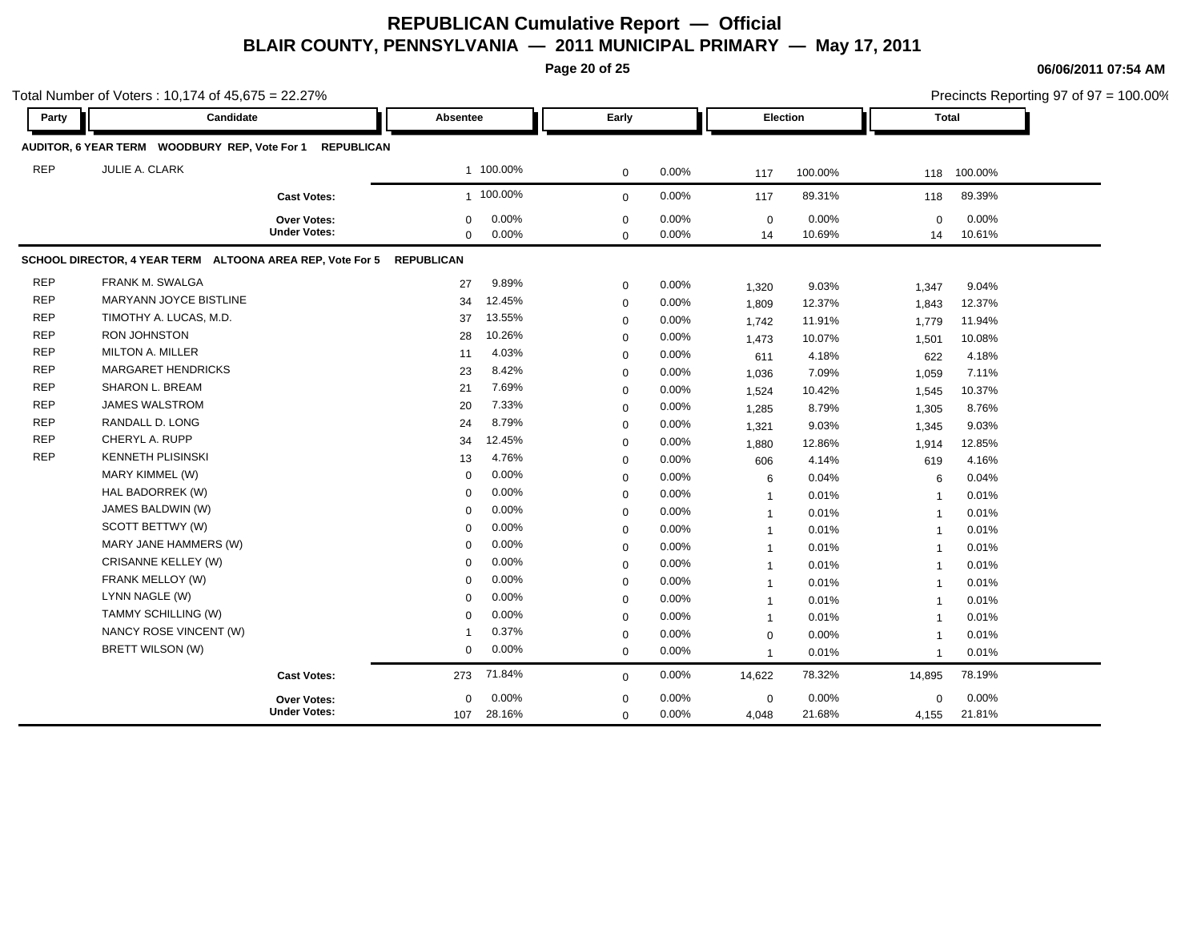# REPUBLICAN Cumulative Report — Official

## BLAIR COUNTY, PENNSYLVANIA — 2011 MUNICIPAL PRIMARY — May 17, 2011

06/06/2011 07:54 AM

Total Number of Voters : 10,174 of 45,675 = 22.27%

Precincts Reporting 97 of 97 = 100.00%

| Party | Candidate | Absentee | | Early | | Election | | Total | |
|---|---|---|---|---|---|---|---|---|---|
| **AUDITOR, 6 YEAR TERM WOODBURY REP, Vote For 1 REPUBLICAN** | | | | | | | | | |
| REP | JULIE A. CLARK | 1 | 100.00% | 0 | 0.00% | 117 | 100.00% | 118 | 100.00% |
| | **Cast Votes:** | 1 | 100.00% | 0 | 0.00% | 117 | 89.31% | 118 | 89.39% |
| | **Over Votes:** | 0 | 0.00% | 0 | 0.00% | 0 | 0.00% | 0 | 0.00% |
| | **Under Votes:** | 0 | 0.00% | 0 | 0.00% | 14 | 10.69% | 14 | 10.61% |
| **SCHOOL DIRECTOR, 4 YEAR TERM ALTOONA AREA REP, Vote For 5 REPUBLICAN** | | | | | | | | | |
| REP | FRANK M. SWALGA | 27 | 9.89% | 0 | 0.00% | 1,320 | 9.03% | 1,347 | 9.04% |
| REP | MARYANN JOYCE BISTLINE | 34 | 12.45% | 0 | 0.00% | 1,809 | 12.37% | 1,843 | 12.37% |
| REP | TIMOTHY A. LUCAS, M.D. | 37 | 13.55% | 0 | 0.00% | 1,742 | 11.91% | 1,779 | 11.94% |
| REP | RON JOHNSTON | 28 | 10.26% | 0 | 0.00% | 1,473 | 10.07% | 1,501 | 10.08% |
| REP | MILTON A. MILLER | 11 | 4.03% | 0 | 0.00% | 611 | 4.18% | 622 | 4.18% |
| REP | MARGARET HENDRICKS | 23 | 8.42% | 0 | 0.00% | 1,036 | 7.09% | 1,059 | 7.11% |
| REP | SHARON L. BREAM | 21 | 7.69% | 0 | 0.00% | 1,524 | 10.42% | 1,545 | 10.37% |
| REP | JAMES WALSTROM | 20 | 7.33% | 0 | 0.00% | 1,285 | 8.79% | 1,305 | 8.76% |
| REP | RANDALL D. LONG | 24 | 8.79% | 0 | 0.00% | 1,321 | 9.03% | 1,345 | 9.03% |
| REP | CHERYL A. RUPP | 34 | 12.45% | 0 | 0.00% | 1,880 | 12.86% | 1,914 | 12.85% |
| REP | KENNETH PLISINSKI | 13 | 4.76% | 0 | 0.00% | 606 | 4.14% | 619 | 4.16% |
| | MARY KIMMEL (W) | 0 | 0.00% | 0 | 0.00% | 6 | 0.04% | 6 | 0.04% |
| | HAL BADORREK (W) | 0 | 0.00% | 0 | 0.00% | 1 | 0.01% | 1 | 0.01% |
| | JAMES BALDWIN (W) | 0 | 0.00% | 0 | 0.00% | 1 | 0.01% | 1 | 0.01% |
| | SCOTT BETTWY (W) | 0 | 0.00% | 0 | 0.00% | 1 | 0.01% | 1 | 0.01% |
| | MARY JANE HAMMERS (W) | 0 | 0.00% | 0 | 0.00% | 1 | 0.01% | 1 | 0.01% |
| | CRISANNE KELLEY (W) | 0 | 0.00% | 0 | 0.00% | 1 | 0.01% | 1 | 0.01% |
| | FRANK MELLOY (W) | 0 | 0.00% | 0 | 0.00% | 1 | 0.01% | 1 | 0.01% |
| | LYNN NAGLE (W) | 0 | 0.00% | 0 | 0.00% | 1 | 0.01% | 1 | 0.01% |
| | TAMMY SCHILLING (W) | 0 | 0.00% | 0 | 0.00% | 1 | 0.01% | 1 | 0.01% |
| | NANCY ROSE VINCENT (W) | 1 | 0.37% | 0 | 0.00% | 0 | 0.00% | 1 | 0.01% |
| | BRETT WILSON (W) | 0 | 0.00% | 0 | 0.00% | 1 | 0.01% | 1 | 0.01% |
| | **Cast Votes:** | 273 | 71.84% | 0 | 0.00% | 14,622 | 78.32% | 14,895 | 78.19% |
| | **Over Votes:** | 0 | 0.00% | 0 | 0.00% | 0 | 0.00% | 0 | 0.00% |
| | **Under Votes:** | 107 | 28.16% | 0 | 0.00% | 4,048 | 21.68% | 4,155 | 21.81% |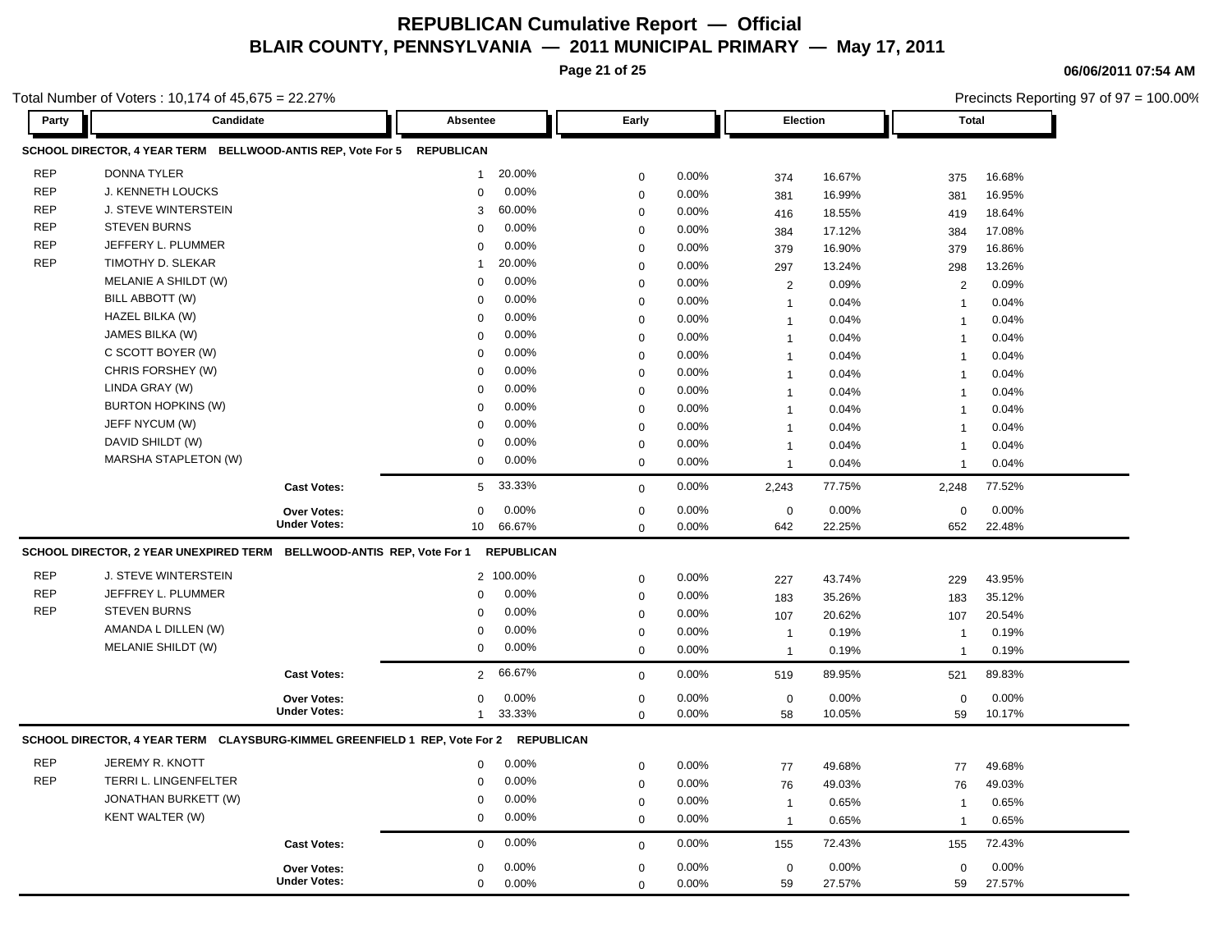# REPUBLICAN Cumulative Report — Official

## BLAIR COUNTY, PENNSYLVANIA — 2011 MUNICIPAL PRIMARY — May 17, 2011

06/06/2011 07:54 AM

Total Number of Voters : 10,174 of 45,675 = 22.27%

Precincts Reporting 97 of 97 = 100.00%

### SCHOOL DIRECTOR, 4 YEAR TERM BELLWOOD-ANTIS REP, Vote For 5 REPUBLICAN

| Party | Candidate | Absentee | | Early | | Election | | Total | |
|---|---|---|---|---|---|---|---|---|---|
| REP | DONNA TYLER | 1 | 20.00% | 0 | 0.00% | 374 | 16.67% | 375 | 16.68% |
| REP | J. KENNETH LOUCKS | 0 | 0.00% | 0 | 0.00% | 381 | 16.99% | 381 | 16.95% |
| REP | J. STEVE WINTERSTEIN | 3 | 60.00% | 0 | 0.00% | 416 | 18.55% | 419 | 18.64% |
| REP | STEVEN BURNS | 0 | 0.00% | 0 | 0.00% | 384 | 17.12% | 384 | 17.08% |
| REP | JEFFERY L. PLUMMER | 0 | 0.00% | 0 | 0.00% | 379 | 16.90% | 379 | 16.86% |
| REP | TIMOTHY D. SLEKAR | 1 | 20.00% | 0 | 0.00% | 297 | 13.24% | 298 | 13.26% |
| | MELANIE A SHILDT (W) | 0 | 0.00% | 0 | 0.00% | 2 | 0.09% | 2 | 0.09% |
| | BILL ABBOTT (W) | 0 | 0.00% | 0 | 0.00% | 1 | 0.04% | 1 | 0.04% |
| | HAZEL BILKA (W) | 0 | 0.00% | 0 | 0.00% | 1 | 0.04% | 1 | 0.04% |
| | JAMES BILKA (W) | 0 | 0.00% | 0 | 0.00% | 1 | 0.04% | 1 | 0.04% |
| | C SCOTT BOYER (W) | 0 | 0.00% | 0 | 0.00% | 1 | 0.04% | 1 | 0.04% |
| | CHRIS FORSHEY (W) | 0 | 0.00% | 0 | 0.00% | 1 | 0.04% | 1 | 0.04% |
| | LINDA GRAY (W) | 0 | 0.00% | 0 | 0.00% | 1 | 0.04% | 1 | 0.04% |
| | BURTON HOPKINS (W) | 0 | 0.00% | 0 | 0.00% | 1 | 0.04% | 1 | 0.04% |
| | JEFF NYCUM (W) | 0 | 0.00% | 0 | 0.00% | 1 | 0.04% | 1 | 0.04% |
| | DAVID SHILDT (W) | 0 | 0.00% | 0 | 0.00% | 1 | 0.04% | 1 | 0.04% |
| | MARSHA STAPLETON (W) | 0 | 0.00% | 0 | 0.00% | 1 | 0.04% | 1 | 0.04% |
| | Cast Votes: | 5 | 33.33% | 0 | 0.00% | 2,243 | 77.75% | 2,248 | 77.52% |
| | Over Votes: | 0 | 0.00% | 0 | 0.00% | 0 | 0.00% | 0 | 0.00% |
| | Under Votes: | 10 | 66.67% | 0 | 0.00% | 642 | 22.25% | 652 | 22.48% |

### SCHOOL DIRECTOR, 2 YEAR UNEXPIRED TERM BELLWOOD-ANTIS REP, Vote For 1 REPUBLICAN

| Party | Candidate | Absentee | | Early | | Election | | Total | |
|---|---|---|---|---|---|---|---|---|---|
| REP | J. STEVE WINTERSTEIN | 2 | 100.00% | 0 | 0.00% | 227 | 43.74% | 229 | 43.95% |
| REP | JEFFREY L. PLUMMER | 0 | 0.00% | 0 | 0.00% | 183 | 35.26% | 183 | 35.12% |
| REP | STEVEN BURNS | 0 | 0.00% | 0 | 0.00% | 107 | 20.62% | 107 | 20.54% |
| | AMANDA L DILLEN (W) | 0 | 0.00% | 0 | 0.00% | 1 | 0.19% | 1 | 0.19% |
| | MELANIE SHILDT (W) | 0 | 0.00% | 0 | 0.00% | 1 | 0.19% | 1 | 0.19% |
| | Cast Votes: | 2 | 66.67% | 0 | 0.00% | 519 | 89.95% | 521 | 89.83% |
| | Over Votes: | 0 | 0.00% | 0 | 0.00% | 0 | 0.00% | 0 | 0.00% |
| | Under Votes: | 1 | 33.33% | 0 | 0.00% | 58 | 10.05% | 59 | 10.17% |

### SCHOOL DIRECTOR, 4 YEAR TERM CLAYSBURG-KIMMEL GREENFIELD 1 REP, Vote For 2 REPUBLICAN

| Party | Candidate | Absentee | | Early | | Election | | Total | |
|---|---|---|---|---|---|---|---|---|---|
| REP | JEREMY R. KNOTT | 0 | 0.00% | 0 | 0.00% | 77 | 49.68% | 77 | 49.68% |
| REP | TERRI L. LINGENFELTER | 0 | 0.00% | 0 | 0.00% | 76 | 49.03% | 76 | 49.03% |
| | JONATHAN BURKETT (W) | 0 | 0.00% | 0 | 0.00% | 1 | 0.65% | 1 | 0.65% |
| | KENT WALTER (W) | 0 | 0.00% | 0 | 0.00% | 1 | 0.65% | 1 | 0.65% |
| | Cast Votes: | 0 | 0.00% | 0 | 0.00% | 155 | 72.43% | 155 | 72.43% |
| | Over Votes: | 0 | 0.00% | 0 | 0.00% | 0 | 0.00% | 0 | 0.00% |
| | Under Votes: | 0 | 0.00% | 0 | 0.00% | 59 | 27.57% | 59 | 27.57% |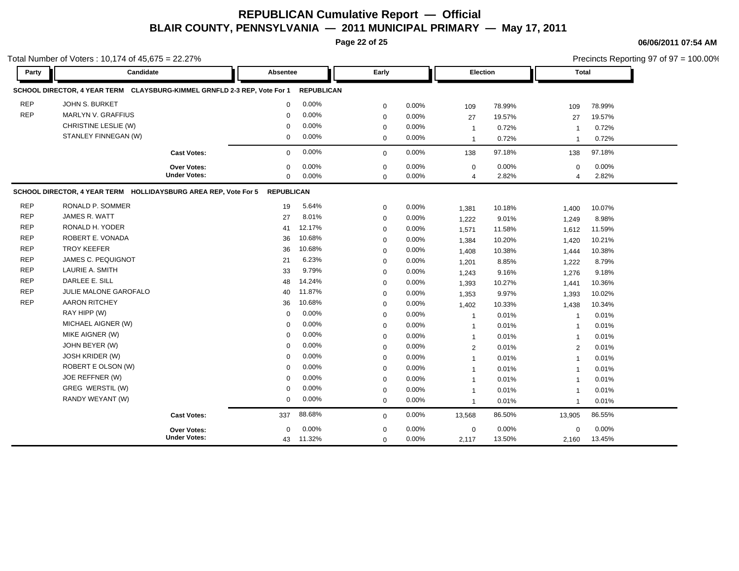# REPUBLICAN Cumulative Report — Official

## BLAIR COUNTY, PENNSYLVANIA — 2011 MUNICIPAL PRIMARY — May 17, 2011

06/06/2011 07:54 AM

Total Number of Voters : 10,174 of 45,675 = 22.27%

Precincts Reporting 97 of 97 = 100.00%

| Party | Candidate | Absentee | | Early | | Election | | Total | |
|---|---|---|---|---|---|---|---|---|---|
| **SCHOOL DIRECTOR, 4 YEAR TERM CLAYSBURG-KIMMEL GRNFLD 2-3 REP, Vote For 1** | | **REPUBLICAN** | | | | | | | |
| REP | JOHN S. BURKET | 0 | 0.00% | 0 | 0.00% | 109 | 78.99% | 109 | 78.99% |
| REP | MARLYN V. GRAFFIUS | 0 | 0.00% | 0 | 0.00% | 27 | 19.57% | 27 | 19.57% |
| | CHRISTINE LESLIE (W) | 0 | 0.00% | 0 | 0.00% | 1 | 0.72% | 1 | 0.72% |
| | STANLEY FINNEGAN (W) | 0 | 0.00% | 0 | 0.00% | 1 | 0.72% | 1 | 0.72% |
| | **Cast Votes:** | 0 | 0.00% | 0 | 0.00% | 138 | 97.18% | 138 | 97.18% |
| | **Over Votes:** | 0 | 0.00% | 0 | 0.00% | 0 | 0.00% | 0 | 0.00% |
| | **Under Votes:** | 0 | 0.00% | 0 | 0.00% | 4 | 2.82% | 4 | 2.82% |
| **SCHOOL DIRECTOR, 4 YEAR TERM HOLLIDAYSBURG AREA REP, Vote For 5** | | **REPUBLICAN** | | | | | | | |
| REP | RONALD P. SOMMER | 19 | 5.64% | 0 | 0.00% | 1,381 | 10.18% | 1,400 | 10.07% |
| REP | JAMES R. WATT | 27 | 8.01% | 0 | 0.00% | 1,222 | 9.01% | 1,249 | 8.98% |
| REP | RONALD H. YODER | 41 | 12.17% | 0 | 0.00% | 1,571 | 11.58% | 1,612 | 11.59% |
| REP | ROBERT E. VONADA | 36 | 10.68% | 0 | 0.00% | 1,384 | 10.20% | 1,420 | 10.21% |
| REP | TROY KEEFER | 36 | 10.68% | 0 | 0.00% | 1,408 | 10.38% | 1,444 | 10.38% |
| REP | JAMES C. PEQUIGNOT | 21 | 6.23% | 0 | 0.00% | 1,201 | 8.85% | 1,222 | 8.79% |
| REP | LAURIE A. SMITH | 33 | 9.79% | 0 | 0.00% | 1,243 | 9.16% | 1,276 | 9.18% |
| REP | DARLEE E. SILL | 48 | 14.24% | 0 | 0.00% | 1,393 | 10.27% | 1,441 | 10.36% |
| REP | JULIE MALONE GAROFALO | 40 | 11.87% | 0 | 0.00% | 1,353 | 9.97% | 1,393 | 10.02% |
| REP | AARON RITCHEY | 36 | 10.68% | 0 | 0.00% | 1,402 | 10.33% | 1,438 | 10.34% |
| | RAY HIPP (W) | 0 | 0.00% | 0 | 0.00% | 1 | 0.01% | 1 | 0.01% |
| | MICHAEL AIGNER (W) | 0 | 0.00% | 0 | 0.00% | 1 | 0.01% | 1 | 0.01% |
| | MIKE AIGNER (W) | 0 | 0.00% | 0 | 0.00% | 1 | 0.01% | 1 | 0.01% |
| | JOHN BEYER (W) | 0 | 0.00% | 0 | 0.00% | 2 | 0.01% | 2 | 0.01% |
| | JOSH KRIDER (W) | 0 | 0.00% | 0 | 0.00% | 1 | 0.01% | 1 | 0.01% |
| | ROBERT E OLSON (W) | 0 | 0.00% | 0 | 0.00% | 1 | 0.01% | 1 | 0.01% |
| | JOE REFFNER (W) | 0 | 0.00% | 0 | 0.00% | 1 | 0.01% | 1 | 0.01% |
| | GREG WERSTIL (W) | 0 | 0.00% | 0 | 0.00% | 1 | 0.01% | 1 | 0.01% |
| | RANDY WEYANT (W) | 0 | 0.00% | 0 | 0.00% | 1 | 0.01% | 1 | 0.01% |
| | **Cast Votes:** | 337 | 88.68% | 0 | 0.00% | 13,568 | 86.50% | 13,905 | 86.55% |
| | **Over Votes:** | 0 | 0.00% | 0 | 0.00% | 0 | 0.00% | 0 | 0.00% |
| | **Under Votes:** | 43 | 11.32% | 0 | 0.00% | 2,117 | 13.50% | 2,160 | 13.45% |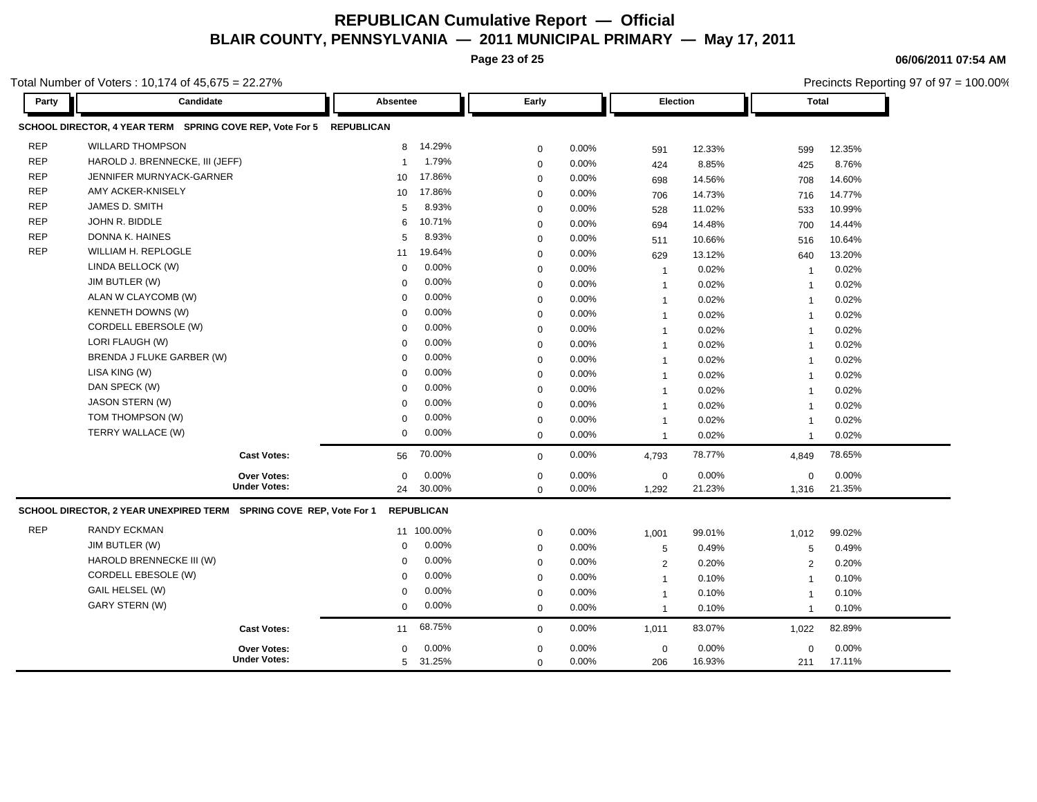# REPUBLICAN Cumulative Report — Official

## BLAIR COUNTY, PENNSYLVANIA — 2011 MUNICIPAL PRIMARY — May 17, 2011

06/06/2011 07:54 AM

Total Number of Voters : 10,174 of 45,675 = 22.27%

Precincts Reporting 97 of 97 = 100.00%

### SCHOOL DIRECTOR, 4 YEAR TERM SPRING COVE REP, Vote For 5 — REPUBLICAN

| Party | Candidate | Absentee | | Early | | Election | | Total | |
|---|---|---|---|---|---|---|---|---|---|
| REP | WILLARD THOMPSON | 8 | 14.29% | 0 | 0.00% | 591 | 12.33% | 599 | 12.35% |
| REP | HAROLD J. BRENNECKE, III (JEFF) | 1 | 1.79% | 0 | 0.00% | 424 | 8.85% | 425 | 8.76% |
| REP | JENNIFER MURNYACK-GARNER | 10 | 17.86% | 0 | 0.00% | 698 | 14.56% | 708 | 14.60% |
| REP | AMY ACKER-KNISELY | 10 | 17.86% | 0 | 0.00% | 706 | 14.73% | 716 | 14.77% |
| REP | JAMES D. SMITH | 5 | 8.93% | 0 | 0.00% | 528 | 11.02% | 533 | 10.99% |
| REP | JOHN R. BIDDLE | 6 | 10.71% | 0 | 0.00% | 694 | 14.48% | 700 | 14.44% |
| REP | DONNA K. HAINES | 5 | 8.93% | 0 | 0.00% | 511 | 10.66% | 516 | 10.64% |
| REP | WILLIAM H. REPLOGLE | 11 | 19.64% | 0 | 0.00% | 629 | 13.12% | 640 | 13.20% |
| | LINDA BELLOCK (W) | 0 | 0.00% | 0 | 0.00% | 1 | 0.02% | 1 | 0.02% |
| | JIM BUTLER (W) | 0 | 0.00% | 0 | 0.00% | 1 | 0.02% | 1 | 0.02% |
| | ALAN W CLAYCOMB (W) | 0 | 0.00% | 0 | 0.00% | 1 | 0.02% | 1 | 0.02% |
| | KENNETH DOWNS (W) | 0 | 0.00% | 0 | 0.00% | 1 | 0.02% | 1 | 0.02% |
| | CORDELL EBERSOLE (W) | 0 | 0.00% | 0 | 0.00% | 1 | 0.02% | 1 | 0.02% |
| | LORI FLAUGH (W) | 0 | 0.00% | 0 | 0.00% | 1 | 0.02% | 1 | 0.02% |
| | BRENDA J FLUKE GARBER (W) | 0 | 0.00% | 0 | 0.00% | 1 | 0.02% | 1 | 0.02% |
| | LISA KING (W) | 0 | 0.00% | 0 | 0.00% | 1 | 0.02% | 1 | 0.02% |
| | DAN SPECK (W) | 0 | 0.00% | 0 | 0.00% | 1 | 0.02% | 1 | 0.02% |
| | JASON STERN (W) | 0 | 0.00% | 0 | 0.00% | 1 | 0.02% | 1 | 0.02% |
| | TOM THOMPSON (W) | 0 | 0.00% | 0 | 0.00% | 1 | 0.02% | 1 | 0.02% |
| | TERRY WALLACE (W) | 0 | 0.00% | 0 | 0.00% | 1 | 0.02% | 1 | 0.02% |
| | **Cast Votes:** | 56 | 70.00% | 0 | 0.00% | 4,793 | 78.77% | 4,849 | 78.65% |
| | **Over Votes:** | 0 | 0.00% | 0 | 0.00% | 0 | 0.00% | 0 | 0.00% |
| | **Under Votes:** | 24 | 30.00% | 0 | 0.00% | 1,292 | 21.23% | 1,316 | 21.35% |

### SCHOOL DIRECTOR, 2 YEAR UNEXPIRED TERM SPRING COVE REP, Vote For 1 — REPUBLICAN

| Party | Candidate | Absentee | | Early | | Election | | Total | |
|---|---|---|---|---|---|---|---|---|---|
| REP | RANDY ECKMAN | 11 | 100.00% | 0 | 0.00% | 1,001 | 99.01% | 1,012 | 99.02% |
| | JIM BUTLER (W) | 0 | 0.00% | 0 | 0.00% | 5 | 0.49% | 5 | 0.49% |
| | HAROLD BRENNECKE III (W) | 0 | 0.00% | 0 | 0.00% | 2 | 0.20% | 2 | 0.20% |
| | CORDELL EBESOLE (W) | 0 | 0.00% | 0 | 0.00% | 1 | 0.10% | 1 | 0.10% |
| | GAIL HELSEL (W) | 0 | 0.00% | 0 | 0.00% | 1 | 0.10% | 1 | 0.10% |
| | GARY STERN (W) | 0 | 0.00% | 0 | 0.00% | 1 | 0.10% | 1 | 0.10% |
| | **Cast Votes:** | 11 | 68.75% | 0 | 0.00% | 1,011 | 83.07% | 1,022 | 82.89% |
| | **Over Votes:** | 0 | 0.00% | 0 | 0.00% | 0 | 0.00% | 0 | 0.00% |
| | **Under Votes:** | 5 | 31.25% | 0 | 0.00% | 206 | 16.93% | 211 | 17.11% |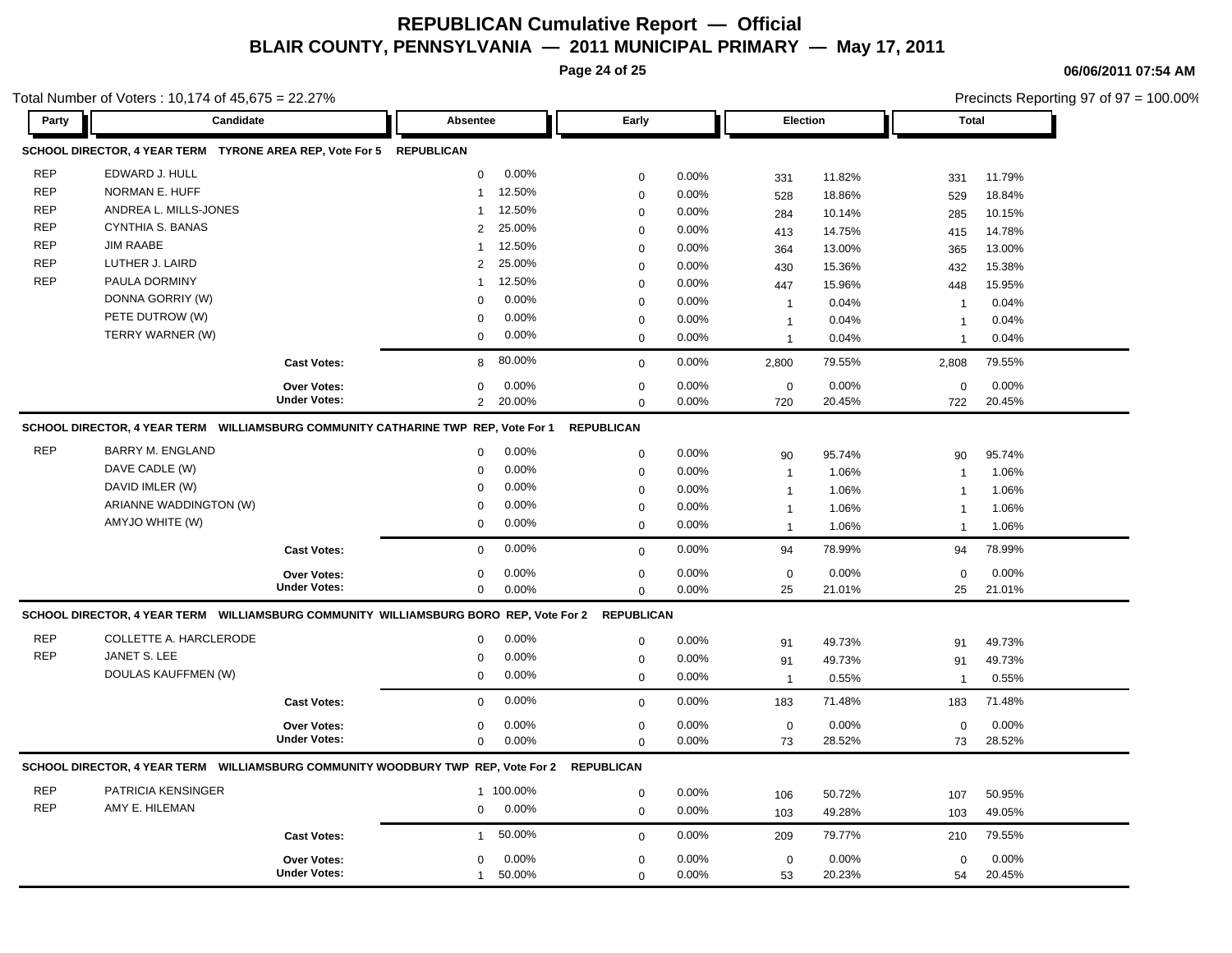# REPUBLICAN Cumulative Report — Official

## BLAIR COUNTY, PENNSYLVANIA — 2011 MUNICIPAL PRIMARY — May 17, 2011

06/06/2011 07:54 AM

Total Number of Voters : 10,174 of 45,675 = 22.27%

Precincts Reporting 97 of 97 = 100.00%

### SCHOOL DIRECTOR, 4 YEAR TERM TYRONE AREA REP, Vote For 5 REPUBLICAN

| Party | Candidate | Absentee | | Early | | Election | | Total | |
|---|---|---|---|---|---|---|---|---|---|
| REP | EDWARD J. HULL | 0 | 0.00% | 0 | 0.00% | 331 | 11.82% | 331 | 11.79% |
| REP | NORMAN E. HUFF | 1 | 12.50% | 0 | 0.00% | 528 | 18.86% | 529 | 18.84% |
| REP | ANDREA L. MILLS-JONES | 1 | 12.50% | 0 | 0.00% | 284 | 10.14% | 285 | 10.15% |
| REP | CYNTHIA S. BANAS | 2 | 25.00% | 0 | 0.00% | 413 | 14.75% | 415 | 14.78% |
| REP | JIM RAABE | 1 | 12.50% | 0 | 0.00% | 364 | 13.00% | 365 | 13.00% |
| REP | LUTHER J. LAIRD | 2 | 25.00% | 0 | 0.00% | 430 | 15.36% | 432 | 15.38% |
| REP | PAULA DORMINY | 1 | 12.50% | 0 | 0.00% | 447 | 15.96% | 448 | 15.95% |
| | DONNA GORRIY (W) | 0 | 0.00% | 0 | 0.00% | 1 | 0.04% | 1 | 0.04% |
| | PETE DUTROW (W) | 0 | 0.00% | 0 | 0.00% | 1 | 0.04% | 1 | 0.04% |
| | TERRY WARNER (W) | 0 | 0.00% | 0 | 0.00% | 1 | 0.04% | 1 | 0.04% |
| | **Cast Votes:** | 8 | 80.00% | 0 | 0.00% | 2,800 | 79.55% | 2,808 | 79.55% |
| | **Over Votes:** | 0 | 0.00% | 0 | 0.00% | 0 | 0.00% | 0 | 0.00% |
| | **Under Votes:** | 2 | 20.00% | 0 | 0.00% | 720 | 20.45% | 722 | 20.45% |

### SCHOOL DIRECTOR, 4 YEAR TERM WILLIAMSBURG COMMUNITY CATHARINE TWP REP, Vote For 1 REPUBLICAN

| Party | Candidate | Absentee | | Early | | Election | | Total | |
|---|---|---|---|---|---|---|---|---|---|
| REP | BARRY M. ENGLAND | 0 | 0.00% | 0 | 0.00% | 90 | 95.74% | 90 | 95.74% |
| | DAVE CADLE (W) | 0 | 0.00% | 0 | 0.00% | 1 | 1.06% | 1 | 1.06% |
| | DAVID IMLER (W) | 0 | 0.00% | 0 | 0.00% | 1 | 1.06% | 1 | 1.06% |
| | ARIANNE WADDINGTON (W) | 0 | 0.00% | 0 | 0.00% | 1 | 1.06% | 1 | 1.06% |
| | AMYJO WHITE (W) | 0 | 0.00% | 0 | 0.00% | 1 | 1.06% | 1 | 1.06% |
| | **Cast Votes:** | 0 | 0.00% | 0 | 0.00% | 94 | 78.99% | 94 | 78.99% |
| | **Over Votes:** | 0 | 0.00% | 0 | 0.00% | 0 | 0.00% | 0 | 0.00% |
| | **Under Votes:** | 0 | 0.00% | 0 | 0.00% | 25 | 21.01% | 25 | 21.01% |

### SCHOOL DIRECTOR, 4 YEAR TERM WILLIAMSBURG COMMUNITY WILLIAMSBURG BORO REP, Vote For 2 REPUBLICAN

| Party | Candidate | Absentee | | Early | | Election | | Total | |
|---|---|---|---|---|---|---|---|---|---|
| REP | COLLETTE A. HARCLERODE | 0 | 0.00% | 0 | 0.00% | 91 | 49.73% | 91 | 49.73% |
| REP | JANET S. LEE | 0 | 0.00% | 0 | 0.00% | 91 | 49.73% | 91 | 49.73% |
| | DOULAS KAUFFMEN (W) | 0 | 0.00% | 0 | 0.00% | 1 | 0.55% | 1 | 0.55% |
| | **Cast Votes:** | 0 | 0.00% | 0 | 0.00% | 183 | 71.48% | 183 | 71.48% |
| | **Over Votes:** | 0 | 0.00% | 0 | 0.00% | 0 | 0.00% | 0 | 0.00% |
| | **Under Votes:** | 0 | 0.00% | 0 | 0.00% | 73 | 28.52% | 73 | 28.52% |

### SCHOOL DIRECTOR, 4 YEAR TERM WILLIAMSBURG COMMUNITY WOODBURY TWP REP, Vote For 2 REPUBLICAN

| Party | Candidate | Absentee | | Early | | Election | | Total | |
|---|---|---|---|---|---|---|---|---|---|
| REP | PATRICIA KENSINGER | 1 | 100.00% | 0 | 0.00% | 106 | 50.72% | 107 | 50.95% |
| REP | AMY E. HILEMAN | 0 | 0.00% | 0 | 0.00% | 103 | 49.28% | 103 | 49.05% |
| | **Cast Votes:** | 1 | 50.00% | 0 | 0.00% | 209 | 79.77% | 210 | 79.55% |
| | **Over Votes:** | 0 | 0.00% | 0 | 0.00% | 0 | 0.00% | 0 | 0.00% |
| | **Under Votes:** | 1 | 50.00% | 0 | 0.00% | 53 | 20.23% | 54 | 20.45% |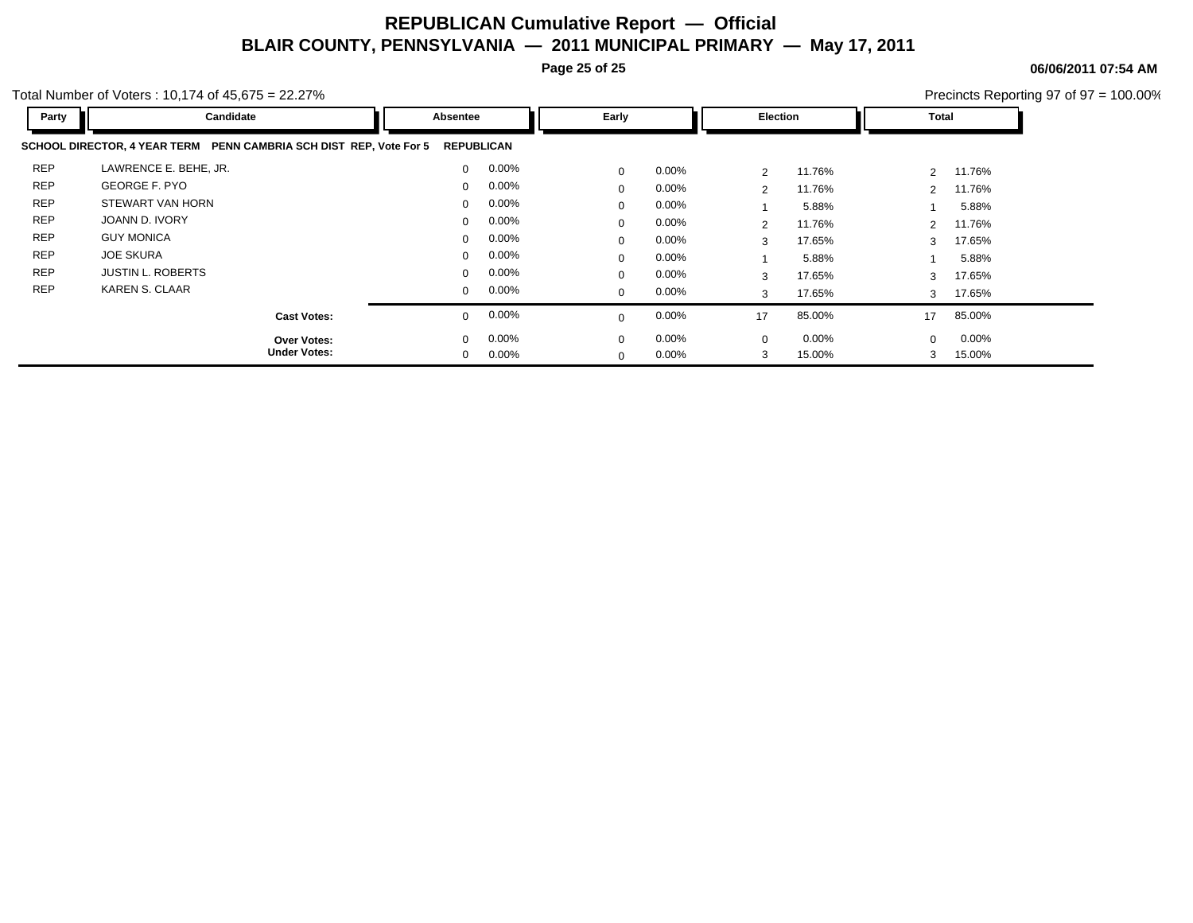# REPUBLICAN Cumulative Report — Official

## BLAIR COUNTY, PENNSYLVANIA — 2011 MUNICIPAL PRIMARY — May 17, 2011

06/06/2011 07:54 AM

Total Number of Voters : 10,174 of 45,675 = 22.27%

Precincts Reporting 97 of 97 = 100.00%

| Party | Candidate | Absentee | | Early | | Election | | Total | |
|---|---|---|---|---|---|---|---|---|---|
| **SCHOOL DIRECTOR, 4 YEAR TERM PENN CAMBRIA SCH DIST REP, Vote For 5** | | **REPUBLICAN** | | | | | | | |
| REP | LAWRENCE E. BEHE, JR. | 0 | 0.00% | 0 | 0.00% | 2 | 11.76% | 2 | 11.76% |
| REP | GEORGE F. PYO | 0 | 0.00% | 0 | 0.00% | 2 | 11.76% | 2 | 11.76% |
| REP | STEWART VAN HORN | 0 | 0.00% | 0 | 0.00% | 1 | 5.88% | 1 | 5.88% |
| REP | JOANN D. IVORY | 0 | 0.00% | 0 | 0.00% | 2 | 11.76% | 2 | 11.76% |
| REP | GUY MONICA | 0 | 0.00% | 0 | 0.00% | 3 | 17.65% | 3 | 17.65% |
| REP | JOE SKURA | 0 | 0.00% | 0 | 0.00% | 1 | 5.88% | 1 | 5.88% |
| REP | JUSTIN L. ROBERTS | 0 | 0.00% | 0 | 0.00% | 3 | 17.65% | 3 | 17.65% |
| REP | KAREN S. CLAAR | 0 | 0.00% | 0 | 0.00% | 3 | 17.65% | 3 | 17.65% |
| | **Cast Votes:** | 0 | 0.00% | 0 | 0.00% | 17 | 85.00% | 17 | 85.00% |
| | **Over Votes:** | 0 | 0.00% | 0 | 0.00% | 0 | 0.00% | 0 | 0.00% |
| | **Under Votes:** | 0 | 0.00% | 0 | 0.00% | 3 | 15.00% | 3 | 15.00% |